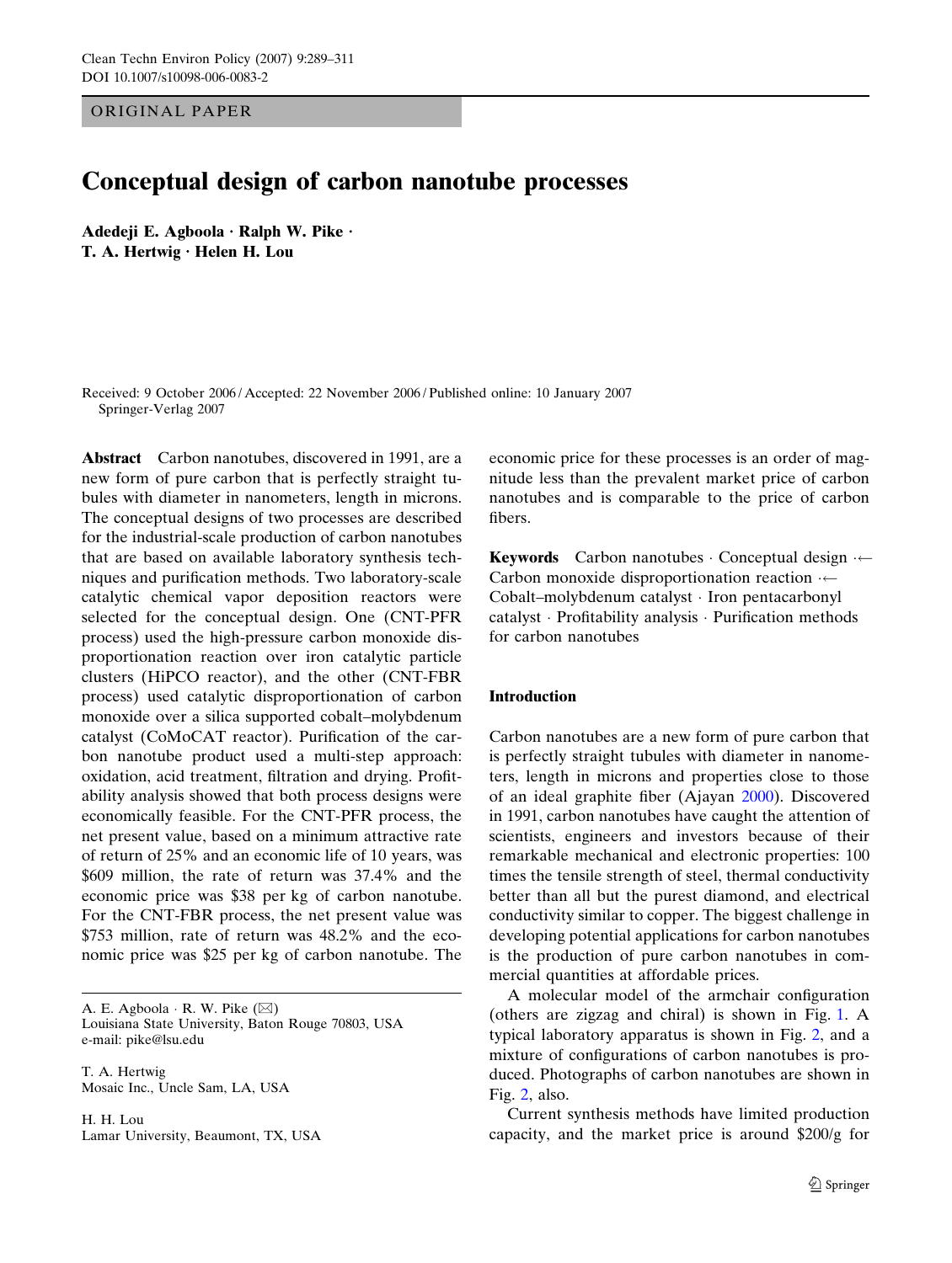ORIGINAL PAPER

# Conceptual design of carbon nanotube processes

**Adedeji E. Agboola · Ralph W. Pike · T. A. Hertwig · Helen H. Lou**

Received: 9 October 2006 / Accepted: 22 November 2006 / Published online: 10 January 2007
Springer-Verlag 2007

**Abstract** Carbon nanotubes, discovered in 1991, are a new form of pure carbon that is perfectly straight tubules with diameter in nanometers, length in microns. The conceptual designs of two processes are described for the industrial-scale production of carbon nanotubes that are based on available laboratory synthesis techniques and purification methods. Two laboratory-scale catalytic chemical vapor deposition reactors were selected for the conceptual design. One (CNT-PFR process) used the high-pressure carbon monoxide disproportionation reaction over iron catalytic particle clusters (HiPCO reactor), and the other (CNT-FBR process) used catalytic disproportionation of carbon monoxide over a silica supported cobalt–molybdenum catalyst (CoMoCAT reactor). Purification of the carbon nanotube product used a multi-step approach: oxidation, acid treatment, filtration and drying. Profitability analysis showed that both process designs were economically feasible. For the CNT-PFR process, the net present value, based on a minimum attractive rate of return of 25% and an economic life of 10 years, was \$609 million, the rate of return was 37.4% and the economic price was \$38 per kg of carbon nanotube. For the CNT-FBR process, the net present value was \$753 million, rate of return was 48.2% and the economic price was \$25 per kg of carbon nanotube. The economic price for these processes is an order of magnitude less than the prevalent market price of carbon nanotubes and is comparable to the price of carbon fibers.

**Keywords** Carbon nanotubes · Conceptual design · Carbon monoxide disproportionation reaction · Cobalt–molybdenum catalyst · Iron pentacarbonyl catalyst · Profitability analysis · Purification methods for carbon nanotubes

A. E. Agboola · R. W. Pike (✉)
Louisiana State University, Baton Rouge 70803, USA
e-mail: pike@lsu.edu

T. A. Hertwig
Mosaic Inc., Uncle Sam, LA, USA

H. H. Lou
Lamar University, Beaumont, TX, USA

## Introduction

Carbon nanotubes are a new form of pure carbon that is perfectly straight tubules with diameter in nanometers, length in microns and properties close to those of an ideal graphite fiber (Ajayan 2000). Discovered in 1991, carbon nanotubes have caught the attention of scientists, engineers and investors because of their remarkable mechanical and electronic properties: 100 times the tensile strength of steel, thermal conductivity better than all but the purest diamond, and electrical conductivity similar to copper. The biggest challenge in developing potential applications for carbon nanotubes is the production of pure carbon nanotubes in commercial quantities at affordable prices.

A molecular model of the armchair configuration (others are zigzag and chiral) is shown in Fig. 1. A typical laboratory apparatus is shown in Fig. 2, and a mixture of configurations of carbon nanotubes is produced. Photographs of carbon nanotubes are shown in Fig. 2, also.

Current synthesis methods have limited production capacity, and the market price is around \$200/g for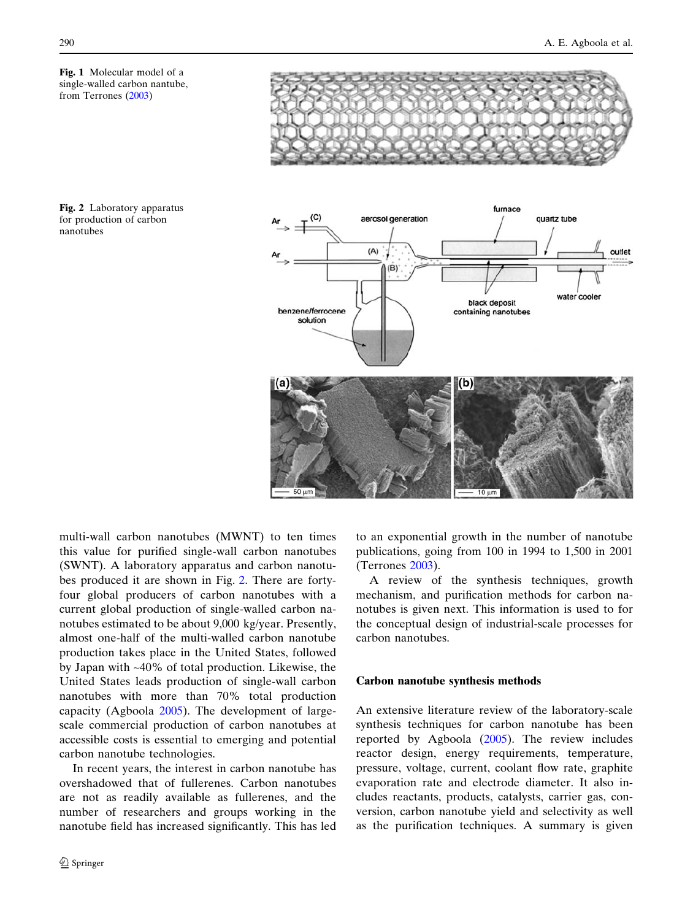Fig. 1 Molecular model of a single-walled carbon nantube, from Terrones (2003)

Fig. 2 Laboratory apparatus for production of carbon nanotubes

multi-wall carbon nanotubes (MWNT) to ten times this value for purified single-wall carbon nanotubes (SWNT). A laboratory apparatus and carbon nanotubes produced it are shown in Fig. 2. There are forty-four global producers of carbon nanotubes with a current global production of single-walled carbon nanotubes estimated to be about 9,000 kg/year. Presently, almost one-half of the multi-walled carbon nanotube production takes place in the United States, followed by Japan with ~40% of total production. Likewise, the United States leads production of single-wall carbon nanotubes with more than 70% total production capacity (Agboola 2005). The development of large-scale commercial production of carbon nanotubes at accessible costs is essential to emerging and potential carbon nanotube technologies.

In recent years, the interest in carbon nanotube has overshadowed that of fullerenes. Carbon nanotubes are not as readily available as fullerenes, and the number of researchers and groups working in the nanotube field has increased significantly. This has led to an exponential growth in the number of nanotube publications, going from 100 in 1994 to 1,500 in 2001 (Terrones 2003).

A review of the synthesis techniques, growth mechanism, and purification methods for carbon nanotubes is given next. This information is used to for the conceptual design of industrial-scale processes for carbon nanotubes.

## Carbon nanotube synthesis methods

An extensive literature review of the laboratory-scale synthesis techniques for carbon nanotube has been reported by Agboola (2005). The review includes reactor design, energy requirements, temperature, pressure, voltage, current, coolant flow rate, graphite evaporation rate and electrode diameter. It also includes reactants, products, catalysts, carrier gas, conversion, carbon nanotube yield and selectivity as well as the purification techniques. A summary is given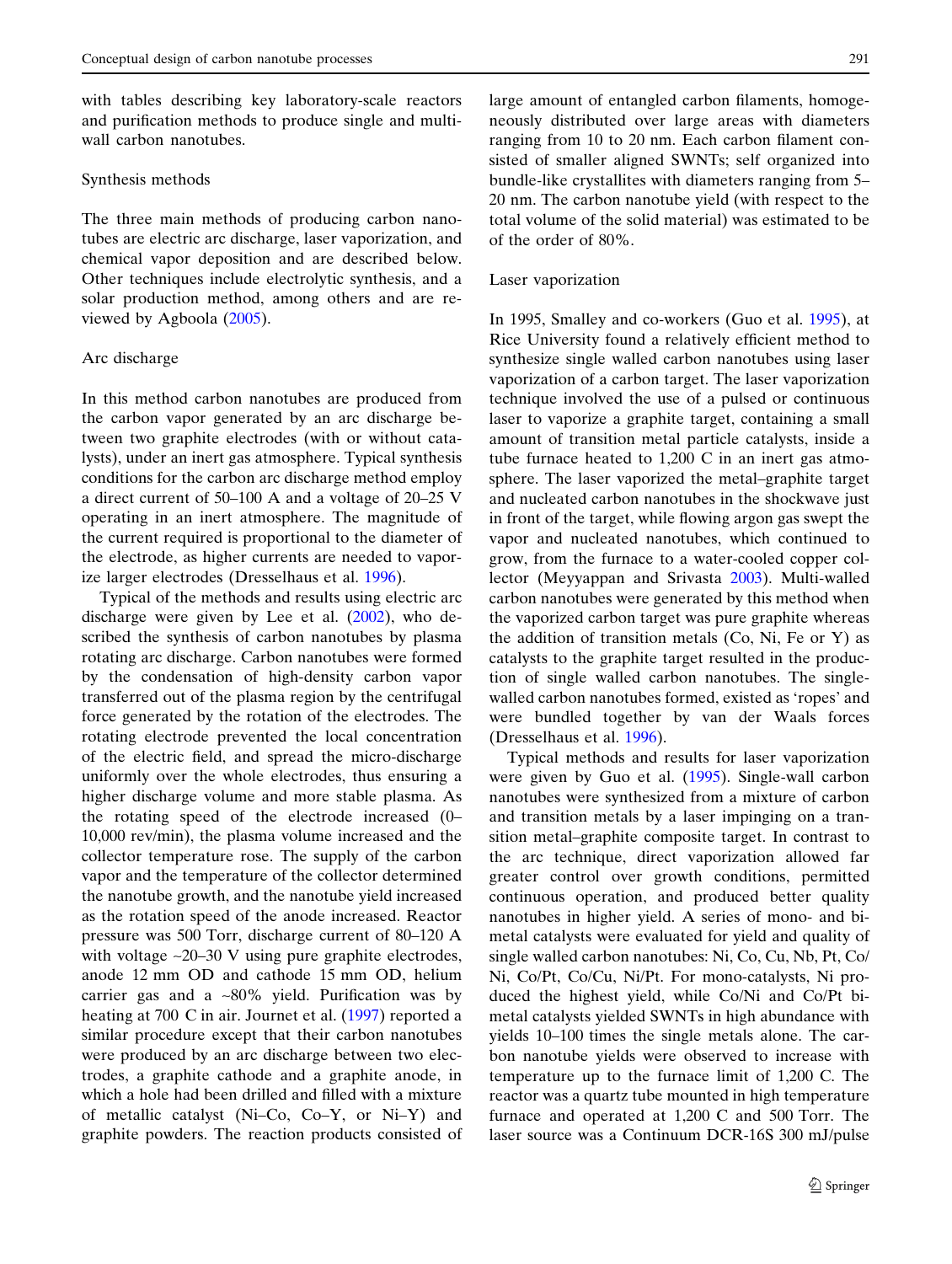with tables describing key laboratory-scale reactors and purification methods to produce single and multi-wall carbon nanotubes.

## Synthesis methods

The three main methods of producing carbon nanotubes are electric arc discharge, laser vaporization, and chemical vapor deposition and are described below. Other techniques include electrolytic synthesis, and a solar production method, among others and are reviewed by Agboola (2005).

### Arc discharge

In this method carbon nanotubes are produced from the carbon vapor generated by an arc discharge between two graphite electrodes (with or without catalysts), under an inert gas atmosphere. Typical synthesis conditions for the carbon arc discharge method employ a direct current of 50–100 A and a voltage of 20–25 V operating in an inert atmosphere. The magnitude of the current required is proportional to the diameter of the electrode, as higher currents are needed to vaporize larger electrodes (Dresselhaus et al. 1996).

Typical of the methods and results using electric arc discharge were given by Lee et al. (2002), who described the synthesis of carbon nanotubes by plasma rotating arc discharge. Carbon nanotubes were formed by the condensation of high-density carbon vapor transferred out of the plasma region by the centrifugal force generated by the rotation of the electrodes. The rotating electrode prevented the local concentration of the electric field, and spread the micro-discharge uniformly over the whole electrodes, thus ensuring a higher discharge volume and more stable plasma. As the rotating speed of the electrode increased (0–10,000 rev/min), the plasma volume increased and the collector temperature rose. The supply of the carbon vapor and the temperature of the collector determined the nanotube growth, and the nanotube yield increased as the rotation speed of the anode increased. Reactor pressure was 500 Torr, discharge current of 80–120 A with voltage ~20–30 V using pure graphite electrodes, anode 12 mm OD and cathode 15 mm OD, helium carrier gas and a ~80% yield. Purification was by heating at 700 C in air. Journet et al. (1997) reported a similar procedure except that their carbon nanotubes were produced by an arc discharge between two electrodes, a graphite cathode and a graphite anode, in which a hole had been drilled and filled with a mixture of metallic catalyst (Ni–Co, Co–Y, or Ni–Y) and graphite powders. The reaction products consisted of large amount of entangled carbon filaments, homogeneously distributed over large areas with diameters ranging from 10 to 20 nm. Each carbon filament consisted of smaller aligned SWNTs; self organized into bundle-like crystallites with diameters ranging from 5–20 nm. The carbon nanotube yield (with respect to the total volume of the solid material) was estimated to be of the order of 80%.

### Laser vaporization

In 1995, Smalley and co-workers (Guo et al. 1995), at Rice University found a relatively efficient method to synthesize single walled carbon nanotubes using laser vaporization of a carbon target. The laser vaporization technique involved the use of a pulsed or continuous laser to vaporize a graphite target, containing a small amount of transition metal particle catalysts, inside a tube furnace heated to 1,200 C in an inert gas atmosphere. The laser vaporized the metal–graphite target and nucleated carbon nanotubes in the shockwave just in front of the target, while flowing argon gas swept the vapor and nucleated nanotubes, which continued to grow, from the furnace to a water-cooled copper collector (Meyyappan and Srivasta 2003). Multi-walled carbon nanotubes were generated by this method when the vaporized carbon target was pure graphite whereas the addition of transition metals (Co, Ni, Fe or Y) as catalysts to the graphite target resulted in the production of single walled carbon nanotubes. The single-walled carbon nanotubes formed, existed as 'ropes' and were bundled together by van der Waals forces (Dresselhaus et al. 1996).

Typical methods and results for laser vaporization were given by Guo et al. (1995). Single-wall carbon nanotubes were synthesized from a mixture of carbon and transition metals by a laser impinging on a transition metal–graphite composite target. In contrast to the arc technique, direct vaporization allowed far greater control over growth conditions, permitted continuous operation, and produced better quality nanotubes in higher yield. A series of mono- and bi-metal catalysts were evaluated for yield and quality of single walled carbon nanotubes: Ni, Co, Cu, Nb, Pt, Co/Ni, Co/Pt, Co/Cu, Ni/Pt. For mono-catalysts, Ni produced the highest yield, while Co/Ni and Co/Pt bi-metal catalysts yielded SWNTs in high abundance with yields 10–100 times the single metals alone. The carbon nanotube yields were observed to increase with temperature up to the furnace limit of 1,200 C. The reactor was a quartz tube mounted in high temperature furnace and operated at 1,200 C and 500 Torr. The laser source was a Continuum DCR-16S 300 mJ/pulse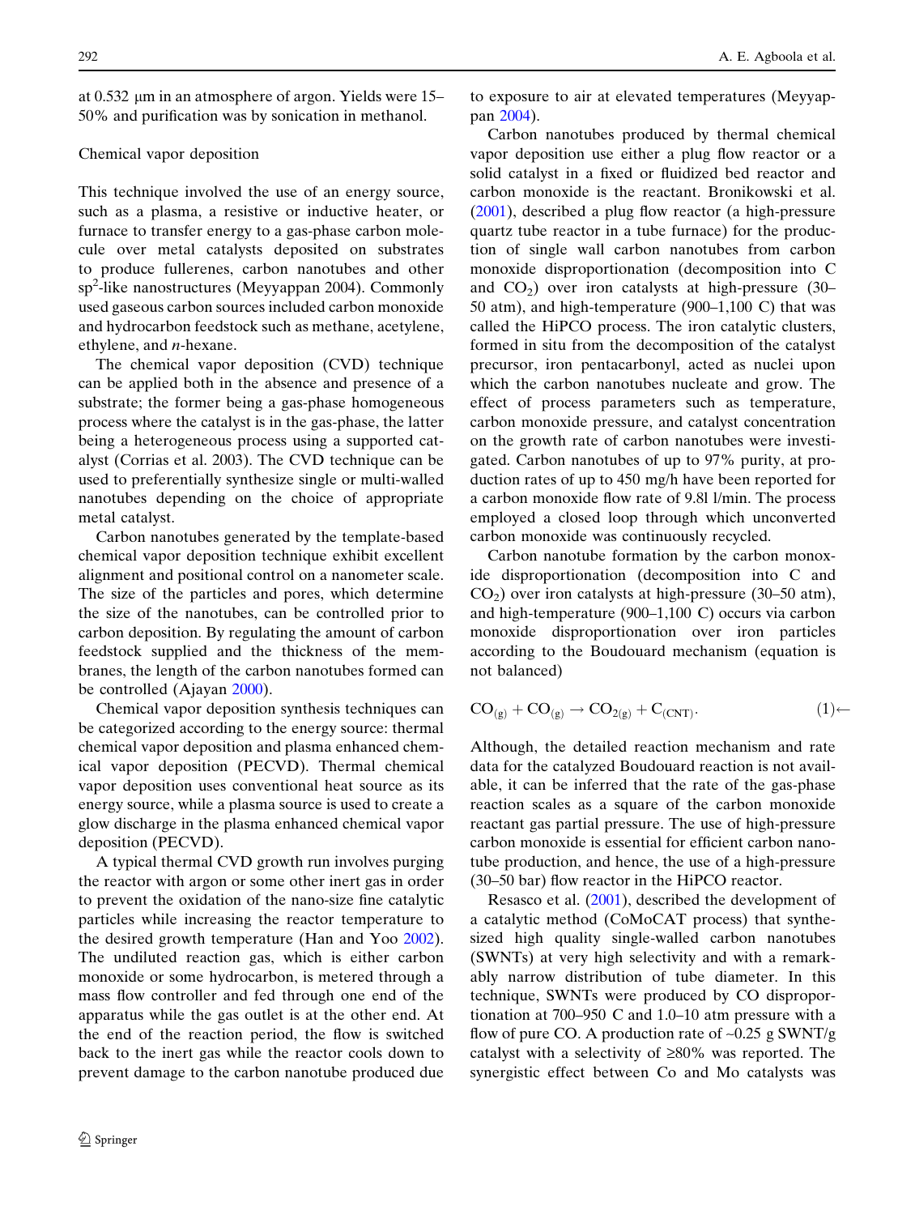at 0.532 μm in an atmosphere of argon. Yields were 15–50% and purification was by sonication in methanol.

## Chemical vapor deposition

This technique involved the use of an energy source, such as a plasma, a resistive or inductive heater, or furnace to transfer energy to a gas-phase carbon molecule over metal catalysts deposited on substrates to produce fullerenes, carbon nanotubes and other $sp^2$-like nanostructures (Meyyappan 2004). Commonly used gaseous carbon sources included carbon monoxide and hydrocarbon feedstock such as methane, acetylene, ethylene, and *n*-hexane.

The chemical vapor deposition (CVD) technique can be applied both in the absence and presence of a substrate; the former being a gas-phase homogeneous process where the catalyst is in the gas-phase, the latter being a heterogeneous process using a supported catalyst (Corrias et al. 2003). The CVD technique can be used to preferentially synthesize single or multi-walled nanotubes depending on the choice of appropriate metal catalyst.

Carbon nanotubes generated by the template-based chemical vapor deposition technique exhibit excellent alignment and positional control on a nanometer scale. The size of the particles and pores, which determine the size of the nanotubes, can be controlled prior to carbon deposition. By regulating the amount of carbon feedstock supplied and the thickness of the membranes, the length of the carbon nanotubes formed can be controlled (Ajayan 2000).

Chemical vapor deposition synthesis techniques can be categorized according to the energy source: thermal chemical vapor deposition and plasma enhanced chemical vapor deposition (PECVD). Thermal chemical vapor deposition uses conventional heat source as its energy source, while a plasma source is used to create a glow discharge in the plasma enhanced chemical vapor deposition (PECVD).

A typical thermal CVD growth run involves purging the reactor with argon or some other inert gas in order to prevent the oxidation of the nano-size fine catalytic particles while increasing the reactor temperature to the desired growth temperature (Han and Yoo 2002). The undiluted reaction gas, which is either carbon monoxide or some hydrocarbon, is metered through a mass flow controller and fed through one end of the apparatus while the gas outlet is at the other end. At the end of the reaction period, the flow is switched back to the inert gas while the reactor cools down to prevent damage to the carbon nanotube produced due to exposure to air at elevated temperatures (Meyyappan 2004).

Carbon nanotubes produced by thermal chemical vapor deposition use either a plug flow reactor or a solid catalyst in a fixed or fluidized bed reactor and carbon monoxide is the reactant. Bronikowski et al. (2001), described a plug flow reactor (a high-pressure quartz tube reactor in a tube furnace) for the production of single wall carbon nanotubes from carbon monoxide disproportionation (decomposition into C and $CO_2$) over iron catalysts at high-pressure (30–50 atm), and high-temperature (900–1,100 C) that was called the HiPCO process. The iron catalytic clusters, formed in situ from the decomposition of the catalyst precursor, iron pentacarbonyl, acted as nuclei upon which the carbon nanotubes nucleate and grow. The effect of process parameters such as temperature, carbon monoxide pressure, and catalyst concentration on the growth rate of carbon nanotubes were investigated. Carbon nanotubes of up to 97% purity, at production rates of up to 450 mg/h have been reported for a carbon monoxide flow rate of 9.8l l/min. The process employed a closed loop through which unconverted carbon monoxide was continuously recycled.

Carbon nanotube formation by the carbon monoxide disproportionation (decomposition into C and $CO_2$) over iron catalysts at high-pressure (30–50 atm), and high-temperature (900–1,100 C) occurs via carbon monoxide disproportionation over iron particles according to the Boudouard mechanism (equation is not balanced)

$$CO_{(g)} + CO_{(g)} \rightarrow CO_{2(g)} + C_{(CNT)}. \qquad (1)$$

Although, the detailed reaction mechanism and rate data for the catalyzed Boudouard reaction is not available, it can be inferred that the rate of the gas-phase reaction scales as a square of the carbon monoxide reactant gas partial pressure. The use of high-pressure carbon monoxide is essential for efficient carbon nanotube production, and hence, the use of a high-pressure (30–50 bar) flow reactor in the HiPCO reactor.

Resasco et al. (2001), described the development of a catalytic method (CoMoCAT process) that synthesized high quality single-walled carbon nanotubes (SWNTs) at very high selectivity and with a remarkably narrow distribution of tube diameter. In this technique, SWNTs were produced by CO disproportionation at 700–950 C and 1.0–10 atm pressure with a flow of pure CO. A production rate of ~0.25 g SWNT/g catalyst with a selectivity of ≥80% was reported. The synergistic effect between Co and Mo catalysts was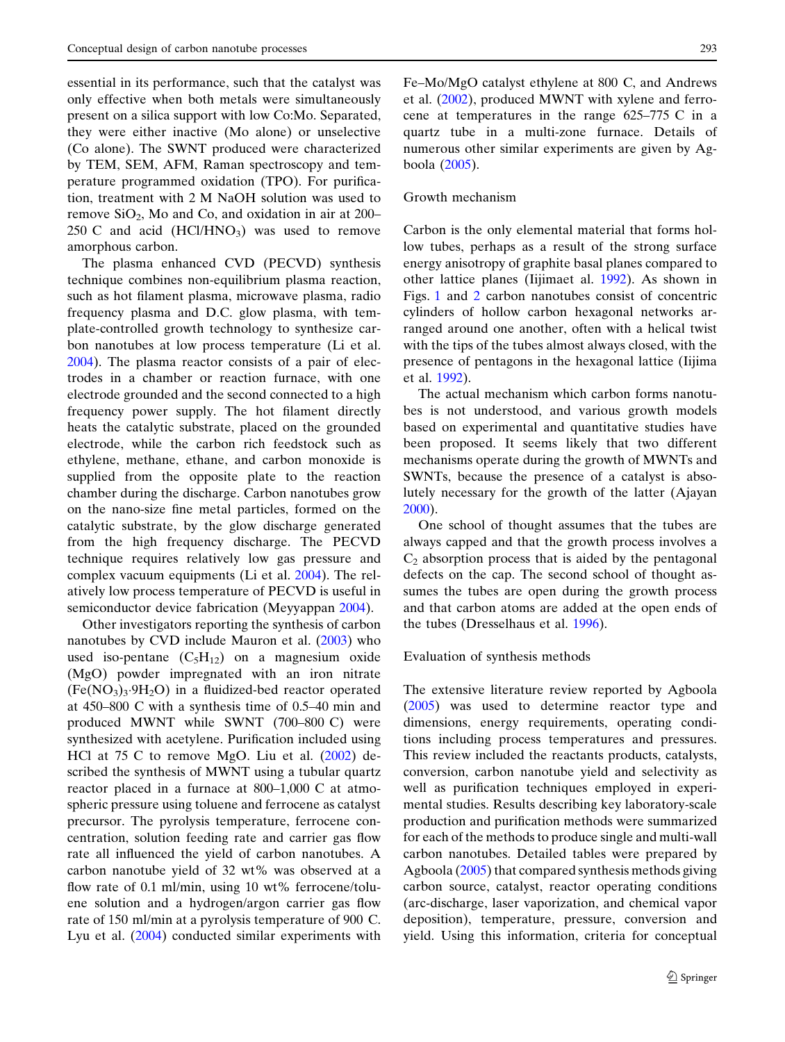essential in its performance, such that the catalyst was only effective when both metals were simultaneously present on a silica support with low Co:Mo. Separated, they were either inactive (Mo alone) or unselective (Co alone). The SWNT produced were characterized by TEM, SEM, AFM, Raman spectroscopy and temperature programmed oxidation (TPO). For purification, treatment with 2 M NaOH solution was used to remove $SiO_2$, Mo and Co, and oxidation in air at 200–250 C and acid ($HCl/HNO_3$) was used to remove amorphous carbon.

The plasma enhanced CVD (PECVD) synthesis technique combines non-equilibrium plasma reaction, such as hot filament plasma, microwave plasma, radio frequency plasma and D.C. glow plasma, with template-controlled growth technology to synthesize carbon nanotubes at low process temperature (Li et al. 2004). The plasma reactor consists of a pair of electrodes in a chamber or reaction furnace, with one electrode grounded and the second connected to a high frequency power supply. The hot filament directly heats the catalytic substrate, placed on the grounded electrode, while the carbon rich feedstock such as ethylene, methane, ethane, and carbon monoxide is supplied from the opposite plate to the reaction chamber during the discharge. Carbon nanotubes grow on the nano-size fine metal particles, formed on the catalytic substrate, by the glow discharge generated from the high frequency discharge. The PECVD technique requires relatively low gas pressure and complex vacuum equipments (Li et al. 2004). The relatively low process temperature of PECVD is useful in semiconductor device fabrication (Meyyappan 2004).

Other investigators reporting the synthesis of carbon nanotubes by CVD include Mauron et al. (2003) who used iso-pentane ($C_5H_{12}$) on a magnesium oxide (MgO) powder impregnated with an iron nitrate ($Fe(NO_3)_3{\cdot}9H_2O$) in a fluidized-bed reactor operated at 450–800 C with a synthesis time of 0.5–40 min and produced MWNT while SWNT (700–800 C) were synthesized with acetylene. Purification included using HCl at 75 C to remove MgO. Liu et al. (2002) described the synthesis of MWNT using a tubular quartz reactor placed in a furnace at 800–1,000 C at atmospheric pressure using toluene and ferrocene as catalyst precursor. The pyrolysis temperature, ferrocene concentration, solution feeding rate and carrier gas flow rate all influenced the yield of carbon nanotubes. A carbon nanotube yield of 32 wt% was observed at a flow rate of 0.1 ml/min, using 10 wt% ferrocene/toluene solution and a hydrogen/argon carrier gas flow rate of 150 ml/min at a pyrolysis temperature of 900 C. Lyu et al. (2004) conducted similar experiments with Fe–Mo/MgO catalyst ethylene at 800 C, and Andrews et al. (2002), produced MWNT with xylene and ferrocene at temperatures in the range 625–775 C in a quartz tube in a multi-zone furnace. Details of numerous other similar experiments are given by Agboola (2005).

## Growth mechanism

Carbon is the only elemental material that forms hollow tubes, perhaps as a result of the strong surface energy anisotropy of graphite basal planes compared to other lattice planes (Iijimaet al. 1992). As shown in Figs. 1 and 2 carbon nanotubes consist of concentric cylinders of hollow carbon hexagonal networks arranged around one another, often with a helical twist with the tips of the tubes almost always closed, with the presence of pentagons in the hexagonal lattice (Iijima et al. 1992).

The actual mechanism which carbon forms nanotubes is not understood, and various growth models based on experimental and quantitative studies have been proposed. It seems likely that two different mechanisms operate during the growth of MWNTs and SWNTs, because the presence of a catalyst is absolutely necessary for the growth of the latter (Ajayan 2000).

One school of thought assumes that the tubes are always capped and that the growth process involves a $C_2$ absorption process that is aided by the pentagonal defects on the cap. The second school of thought assumes the tubes are open during the growth process and that carbon atoms are added at the open ends of the tubes (Dresselhaus et al. 1996).

## Evaluation of synthesis methods

The extensive literature review reported by Agboola (2005) was used to determine reactor type and dimensions, energy requirements, operating conditions including process temperatures and pressures. This review included the reactants products, catalysts, conversion, carbon nanotube yield and selectivity as well as purification techniques employed in experimental studies. Results describing key laboratory-scale production and purification methods were summarized for each of the methods to produce single and multi-wall carbon nanotubes. Detailed tables were prepared by Agboola (2005) that compared synthesis methods giving carbon source, catalyst, reactor operating conditions (arc-discharge, laser vaporization, and chemical vapor deposition), temperature, pressure, conversion and yield. Using this information, criteria for conceptual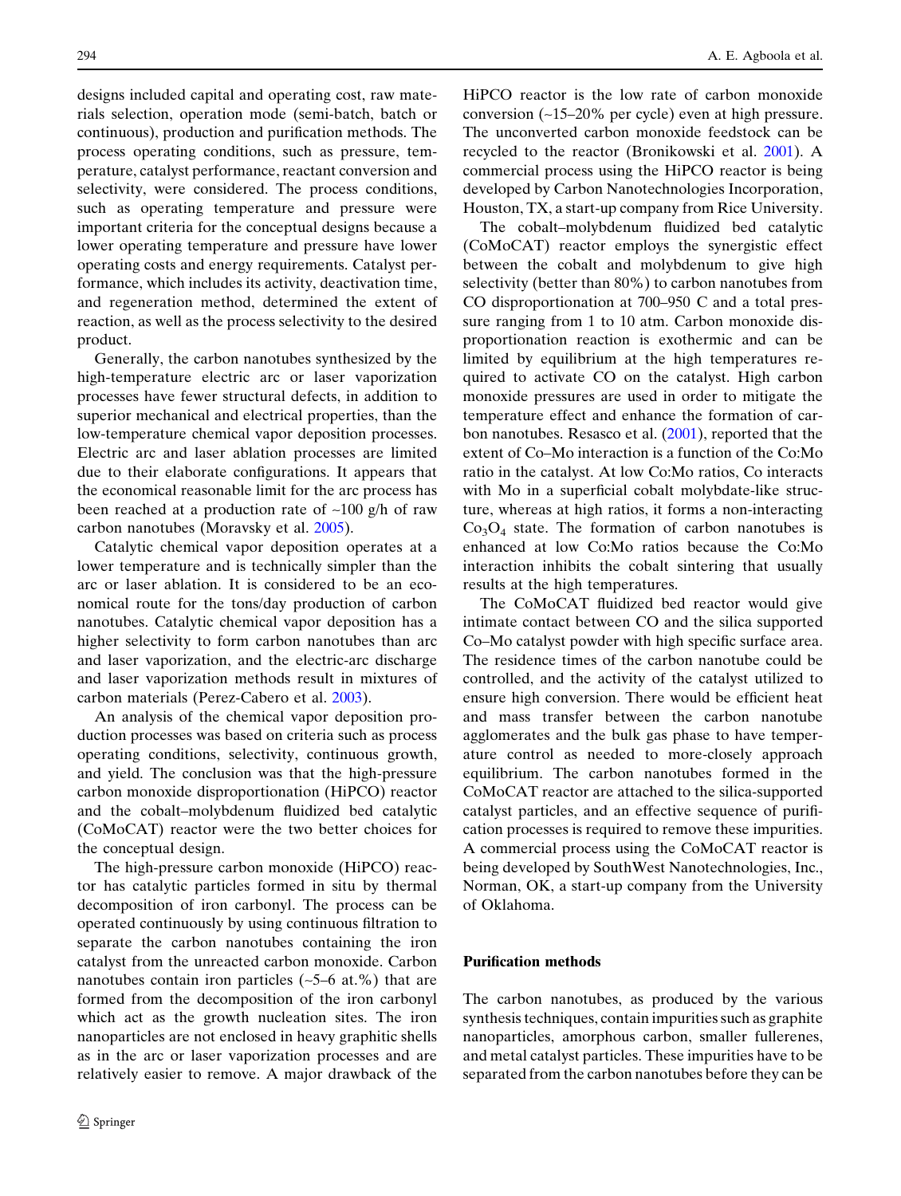designs included capital and operating cost, raw materials selection, operation mode (semi-batch, batch or continuous), production and purification methods. The process operating conditions, such as pressure, temperature, catalyst performance, reactant conversion and selectivity, were considered. The process conditions, such as operating temperature and pressure were important criteria for the conceptual designs because a lower operating temperature and pressure have lower operating costs and energy requirements. Catalyst performance, which includes its activity, deactivation time, and regeneration method, determined the extent of reaction, as well as the process selectivity to the desired product.

Generally, the carbon nanotubes synthesized by the high-temperature electric arc or laser vaporization processes have fewer structural defects, in addition to superior mechanical and electrical properties, than the low-temperature chemical vapor deposition processes. Electric arc and laser ablation processes are limited due to their elaborate configurations. It appears that the economical reasonable limit for the arc process has been reached at a production rate of ~100 g/h of raw carbon nanotubes (Moravsky et al. 2005).

Catalytic chemical vapor deposition operates at a lower temperature and is technically simpler than the arc or laser ablation. It is considered to be an economical route for the tons/day production of carbon nanotubes. Catalytic chemical vapor deposition has a higher selectivity to form carbon nanotubes than arc and laser vaporization, and the electric-arc discharge and laser vaporization methods result in mixtures of carbon materials (Perez-Cabero et al. 2003).

An analysis of the chemical vapor deposition production processes was based on criteria such as process operating conditions, selectivity, continuous growth, and yield. The conclusion was that the high-pressure carbon monoxide disproportionation (HiPCO) reactor and the cobalt–molybdenum fluidized bed catalytic (CoMoCAT) reactor were the two better choices for the conceptual design.

The high-pressure carbon monoxide (HiPCO) reactor has catalytic particles formed in situ by thermal decomposition of iron carbonyl. The process can be operated continuously by using continuous filtration to separate the carbon nanotubes containing the iron catalyst from the unreacted carbon monoxide. Carbon nanotubes contain iron particles (~5–6 at.%) that are formed from the decomposition of the iron carbonyl which act as the growth nucleation sites. The iron nanoparticles are not enclosed in heavy graphitic shells as in the arc or laser vaporization processes and are relatively easier to remove. A major drawback of the HiPCO reactor is the low rate of carbon monoxide conversion (~15–20% per cycle) even at high pressure. The unconverted carbon monoxide feedstock can be recycled to the reactor (Bronikowski et al. 2001). A commercial process using the HiPCO reactor is being developed by Carbon Nanotechnologies Incorporation, Houston, TX, a start-up company from Rice University.

The cobalt–molybdenum fluidized bed catalytic (CoMoCAT) reactor employs the synergistic effect between the cobalt and molybdenum to give high selectivity (better than 80%) to carbon nanotubes from CO disproportionation at 700–950 C and a total pressure ranging from 1 to 10 atm. Carbon monoxide disproportionation reaction is exothermic and can be limited by equilibrium at the high temperatures required to activate CO on the catalyst. High carbon monoxide pressures are used in order to mitigate the temperature effect and enhance the formation of carbon nanotubes. Resasco et al. (2001), reported that the extent of Co–Mo interaction is a function of the Co:Mo ratio in the catalyst. At low Co:Mo ratios, Co interacts with Mo in a superficial cobalt molybdate-like structure, whereas at high ratios, it forms a non-interacting $Co_3O_4$ state. The formation of carbon nanotubes is enhanced at low Co:Mo ratios because the Co:Mo interaction inhibits the cobalt sintering that usually results at the high temperatures.

The CoMoCAT fluidized bed reactor would give intimate contact between CO and the silica supported Co–Mo catalyst powder with high specific surface area. The residence times of the carbon nanotube could be controlled, and the activity of the catalyst utilized to ensure high conversion. There would be efficient heat and mass transfer between the carbon nanotube agglomerates and the bulk gas phase to have temperature control as needed to more-closely approach equilibrium. The carbon nanotubes formed in the CoMoCAT reactor are attached to the silica-supported catalyst particles, and an effective sequence of purification processes is required to remove these impurities. A commercial process using the CoMoCAT reactor is being developed by SouthWest Nanotechnologies, Inc., Norman, OK, a start-up company from the University of Oklahoma.

## Purification methods

The carbon nanotubes, as produced by the various synthesis techniques, contain impurities such as graphite nanoparticles, amorphous carbon, smaller fullerenes, and metal catalyst particles. These impurities have to be separated from the carbon nanotubes before they can be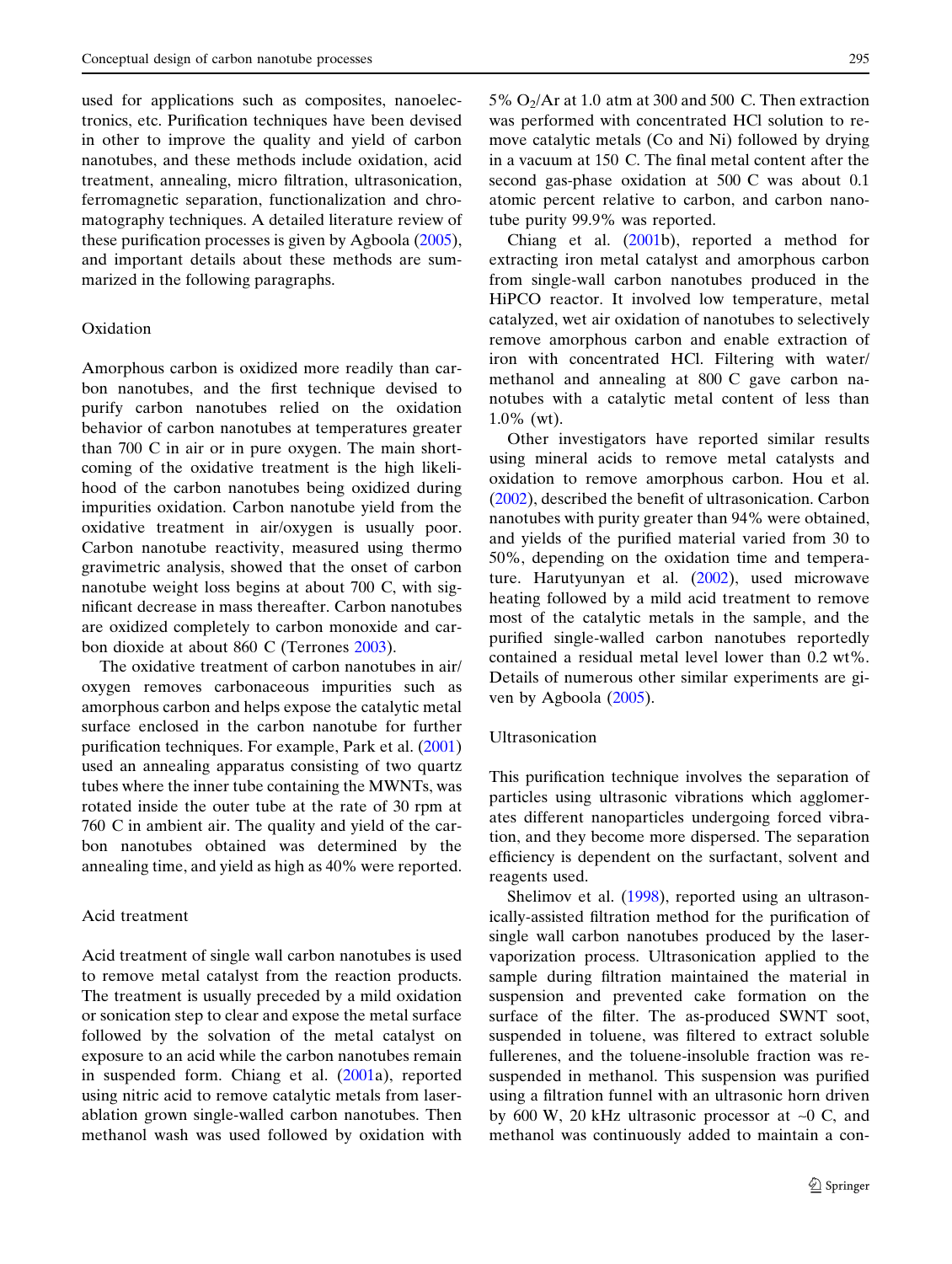used for applications such as composites, nanoelectronics, etc. Purification techniques have been devised in other to improve the quality and yield of carbon nanotubes, and these methods include oxidation, acid treatment, annealing, micro filtration, ultrasonication, ferromagnetic separation, functionalization and chromatography techniques. A detailed literature review of these purification processes is given by Agboola (2005), and important details about these methods are summarized in the following paragraphs.

### Oxidation

Amorphous carbon is oxidized more readily than carbon nanotubes, and the first technique devised to purify carbon nanotubes relied on the oxidation behavior of carbon nanotubes at temperatures greater than 700 C in air or in pure oxygen. The main shortcoming of the oxidative treatment is the high likelihood of the carbon nanotubes being oxidized during impurities oxidation. Carbon nanotube yield from the oxidative treatment in air/oxygen is usually poor. Carbon nanotube reactivity, measured using thermo gravimetric analysis, showed that the onset of carbon nanotube weight loss begins at about 700 C, with significant decrease in mass thereafter. Carbon nanotubes are oxidized completely to carbon monoxide and carbon dioxide at about 860 C (Terrones 2003).

The oxidative treatment of carbon nanotubes in air/oxygen removes carbonaceous impurities such as amorphous carbon and helps expose the catalytic metal surface enclosed in the carbon nanotube for further purification techniques. For example, Park et al. (2001) used an annealing apparatus consisting of two quartz tubes where the inner tube containing the MWNTs, was rotated inside the outer tube at the rate of 30 rpm at 760 C in ambient air. The quality and yield of the carbon nanotubes obtained was determined by the annealing time, and yield as high as 40% were reported.

### Acid treatment

Acid treatment of single wall carbon nanotubes is used to remove metal catalyst from the reaction products. The treatment is usually preceded by a mild oxidation or sonication step to clear and expose the metal surface followed by the solvation of the metal catalyst on exposure to an acid while the carbon nanotubes remain in suspended form. Chiang et al. (2001a), reported using nitric acid to remove catalytic metals from laser-ablation grown single-walled carbon nanotubes. Then methanol wash was used followed by oxidation with 5% $O_2$/Ar at 1.0 atm at 300 and 500 C. Then extraction was performed with concentrated HCl solution to remove catalytic metals (Co and Ni) followed by drying in a vacuum at 150 C. The final metal content after the second gas-phase oxidation at 500 C was about 0.1 atomic percent relative to carbon, and carbon nanotube purity 99.9% was reported.

Chiang et al. (2001b), reported a method for extracting iron metal catalyst and amorphous carbon from single-wall carbon nanotubes produced in the HiPCO reactor. It involved low temperature, metal catalyzed, wet air oxidation of nanotubes to selectively remove amorphous carbon and enable extraction of iron with concentrated HCl. Filtering with water/methanol and annealing at 800 C gave carbon nanotubes with a catalytic metal content of less than 1.0% (wt).

Other investigators have reported similar results using mineral acids to remove metal catalysts and oxidation to remove amorphous carbon. Hou et al. (2002), described the benefit of ultrasonication. Carbon nanotubes with purity greater than 94% were obtained, and yields of the purified material varied from 30 to 50%, depending on the oxidation time and temperature. Harutyunyan et al. (2002), used microwave heating followed by a mild acid treatment to remove most of the catalytic metals in the sample, and the purified single-walled carbon nanotubes reportedly contained a residual metal level lower than 0.2 wt%. Details of numerous other similar experiments are given by Agboola (2005).

### Ultrasonication

This purification technique involves the separation of particles using ultrasonic vibrations which agglomerates different nanoparticles undergoing forced vibration, and they become more dispersed. The separation efficiency is dependent on the surfactant, solvent and reagents used.

Shelimov et al. (1998), reported using an ultrasonically-assisted filtration method for the purification of single wall carbon nanotubes produced by the laser-vaporization process. Ultrasonication applied to the sample during filtration maintained the material in suspension and prevented cake formation on the surface of the filter. The as-produced SWNT soot, suspended in toluene, was filtered to extract soluble fullerenes, and the toluene-insoluble fraction was re-suspended in methanol. This suspension was purified using a filtration funnel with an ultrasonic horn driven by 600 W, 20 kHz ultrasonic processor at ~0 C, and methanol was continuously added to maintain a con-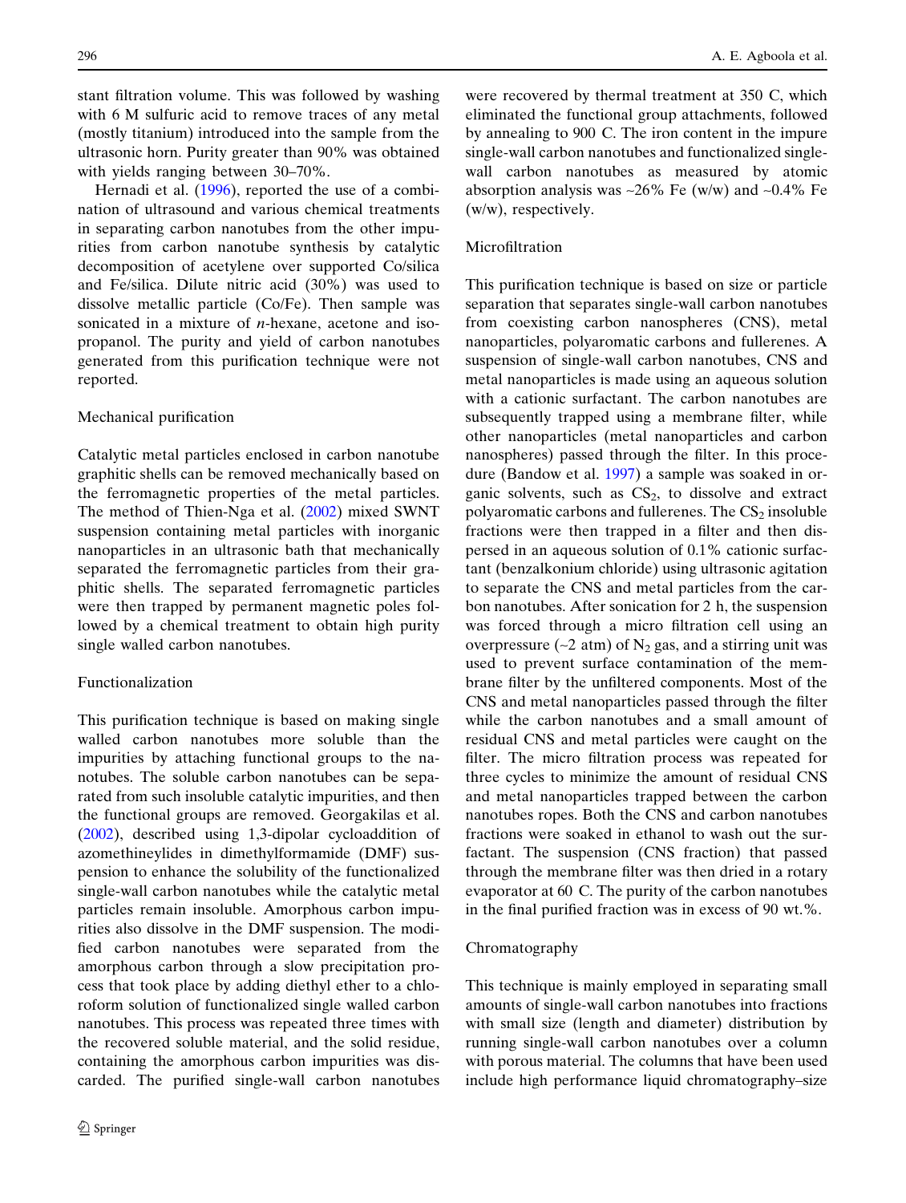stant filtration volume. This was followed by washing with 6 M sulfuric acid to remove traces of any metal (mostly titanium) introduced into the sample from the ultrasonic horn. Purity greater than 90% was obtained with yields ranging between 30–70%.

Hernadi et al. (1996), reported the use of a combination of ultrasound and various chemical treatments in separating carbon nanotubes from the other impurities from carbon nanotube synthesis by catalytic decomposition of acetylene over supported Co/silica and Fe/silica. Dilute nitric acid (30%) was used to dissolve metallic particle (Co/Fe). Then sample was sonicated in a mixture of *n*-hexane, acetone and isopropanol. The purity and yield of carbon nanotubes generated from this purification technique were not reported.

### Mechanical purification

Catalytic metal particles enclosed in carbon nanotube graphitic shells can be removed mechanically based on the ferromagnetic properties of the metal particles. The method of Thien-Nga et al. (2002) mixed SWNT suspension containing metal particles with inorganic nanoparticles in an ultrasonic bath that mechanically separated the ferromagnetic particles from their graphitic shells. The separated ferromagnetic particles were then trapped by permanent magnetic poles followed by a chemical treatment to obtain high purity single walled carbon nanotubes.

### Functionalization

This purification technique is based on making single walled carbon nanotubes more soluble than the impurities by attaching functional groups to the nanotubes. The soluble carbon nanotubes can be separated from such insoluble catalytic impurities, and then the functional groups are removed. Georgakilas et al. (2002), described using 1,3-dipolar cycloaddition of azomethineylides in dimethylformamide (DMF) suspension to enhance the solubility of the functionalized single-wall carbon nanotubes while the catalytic metal particles remain insoluble. Amorphous carbon impurities also dissolve in the DMF suspension. The modified carbon nanotubes were separated from the amorphous carbon through a slow precipitation process that took place by adding diethyl ether to a chloroform solution of functionalized single walled carbon nanotubes. This process was repeated three times with the recovered soluble material, and the solid residue, containing the amorphous carbon impurities was discarded. The purified single-wall carbon nanotubes were recovered by thermal treatment at 350 C, which eliminated the functional group attachments, followed by annealing to 900 C. The iron content in the impure single-wall carbon nanotubes and functionalized single-wall carbon nanotubes as measured by atomic absorption analysis was ~26% Fe (w/w) and ~0.4% Fe (w/w), respectively.

### Microfiltration

This purification technique is based on size or particle separation that separates single-wall carbon nanotubes from coexisting carbon nanospheres (CNS), metal nanoparticles, polyaromatic carbons and fullerenes. A suspension of single-wall carbon nanotubes, CNS and metal nanoparticles is made using an aqueous solution with a cationic surfactant. The carbon nanotubes are subsequently trapped using a membrane filter, while other nanoparticles (metal nanoparticles and carbon nanospheres) passed through the filter. In this procedure (Bandow et al. 1997) a sample was soaked in organic solvents, such as $CS_2$, to dissolve and extract polyaromatic carbons and fullerenes. The $CS_2$ insoluble fractions were then trapped in a filter and then dispersed in an aqueous solution of 0.1% cationic surfactant (benzalkonium chloride) using ultrasonic agitation to separate the CNS and metal particles from the carbon nanotubes. After sonication for 2 h, the suspension was forced through a micro filtration cell using an overpressure (~2 atm) of $N_2$ gas, and a stirring unit was used to prevent surface contamination of the membrane filter by the unfiltered components. Most of the CNS and metal nanoparticles passed through the filter while the carbon nanotubes and a small amount of residual CNS and metal particles were caught on the filter. The micro filtration process was repeated for three cycles to minimize the amount of residual CNS and metal nanoparticles trapped between the carbon nanotubes ropes. Both the CNS and carbon nanotubes fractions were soaked in ethanol to wash out the surfactant. The suspension (CNS fraction) that passed through the membrane filter was then dried in a rotary evaporator at 60 C. The purity of the carbon nanotubes in the final purified fraction was in excess of 90 wt.%.

### Chromatography

This technique is mainly employed in separating small amounts of single-wall carbon nanotubes into fractions with small size (length and diameter) distribution by running single-wall carbon nanotubes over a column with porous material. The columns that have been used include high performance liquid chromatography–size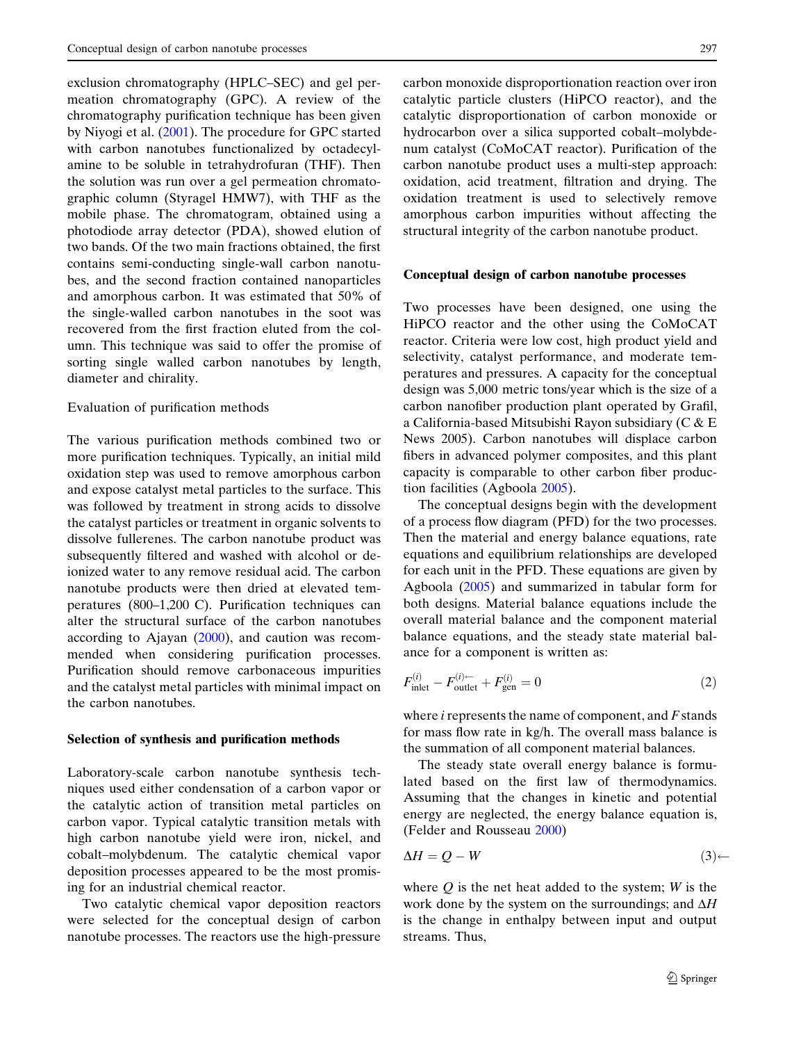exclusion chromatography (HPLC–SEC) and gel permeation chromatography (GPC). A review of the chromatography purification technique has been given by Niyogi et al. (2001). The procedure for GPC started with carbon nanotubes functionalized by octadecylamine to be soluble in tetrahydrofuran (THF). Then the solution was run over a gel permeation chromatographic column (Styragel HMW7), with THF as the mobile phase. The chromatogram, obtained using a photodiode array detector (PDA), showed elution of two bands. Of the two main fractions obtained, the first contains semi-conducting single-wall carbon nanotubes, and the second fraction contained nanoparticles and amorphous carbon. It was estimated that 50% of the single-walled carbon nanotubes in the soot was recovered from the first fraction eluted from the column. This technique was said to offer the promise of sorting single walled carbon nanotubes by length, diameter and chirality.

Evaluation of purification methods

The various purification methods combined two or more purification techniques. Typically, an initial mild oxidation step was used to remove amorphous carbon and expose catalyst metal particles to the surface. This was followed by treatment in strong acids to dissolve the catalyst particles or treatment in organic solvents to dissolve fullerenes. The carbon nanotube product was subsequently filtered and washed with alcohol or deionized water to any remove residual acid. The carbon nanotube products were then dried at elevated temperatures (800–1,200 C). Purification techniques can alter the structural surface of the carbon nanotubes according to Ajayan (2000), and caution was recommended when considering purification processes. Purification should remove carbonaceous impurities and the catalyst metal particles with minimal impact on the carbon nanotubes.

**Selection of synthesis and purification methods**

Laboratory-scale carbon nanotube synthesis techniques used either condensation of a carbon vapor or the catalytic action of transition metal particles on carbon vapor. Typical catalytic transition metals with high carbon nanotube yield were iron, nickel, and cobalt–molybdenum. The catalytic chemical vapor deposition processes appeared to be the most promising for an industrial chemical reactor.

Two catalytic chemical vapor deposition reactors were selected for the conceptual design of carbon nanotube processes. The reactors use the high-pressure carbon monoxide disproportionation reaction over iron catalytic particle clusters (HiPCO reactor), and the catalytic disproportionation of carbon monoxide or hydrocarbon over a silica supported cobalt–molybdenum catalyst (CoMoCAT reactor). Purification of the carbon nanotube product uses a multi-step approach: oxidation, acid treatment, filtration and drying. The oxidation treatment is used to selectively remove amorphous carbon impurities without affecting the structural integrity of the carbon nanotube product.

**Conceptual design of carbon nanotube processes**

Two processes have been designed, one using the HiPCO reactor and the other using the CoMoCAT reactor. Criteria were low cost, high product yield and selectivity, catalyst performance, and moderate temperatures and pressures. A capacity for the conceptual design was 5,000 metric tons/year which is the size of a carbon nanofiber production plant operated by Grafil, a California-based Mitsubishi Rayon subsidiary (C & E News 2005). Carbon nanotubes will displace carbon fibers in advanced polymer composites, and this plant capacity is comparable to other carbon fiber production facilities (Agboola 2005).

The conceptual designs begin with the development of a process flow diagram (PFD) for the two processes. Then the material and energy balance equations, rate equations and equilibrium relationships are developed for each unit in the PFD. These equations are given by Agboola (2005) and summarized in tabular form for both designs. Material balance equations include the overall material balance and the component material balance equations, and the steady state material balance for a component is written as:

$$F^{(i)}_{\text{inlet}} - F^{(i)}_{\text{outlet}} + F^{(i)}_{\text{gen}} = 0 \tag{2}$$

where $i$ represents the name of component, and $F$ stands for mass flow rate in kg/h. The overall mass balance is the summation of all component material balances.

The steady state overall energy balance is formulated based on the first law of thermodynamics. Assuming that the changes in kinetic and potential energy are neglected, the energy balance equation is, (Felder and Rousseau 2000)

$$\Delta H = Q - W \tag{3}$$

where $Q$ is the net heat added to the system; $W$ is the work done by the system on the surroundings; and $\Delta H$ is the change in enthalpy between input and output streams. Thus,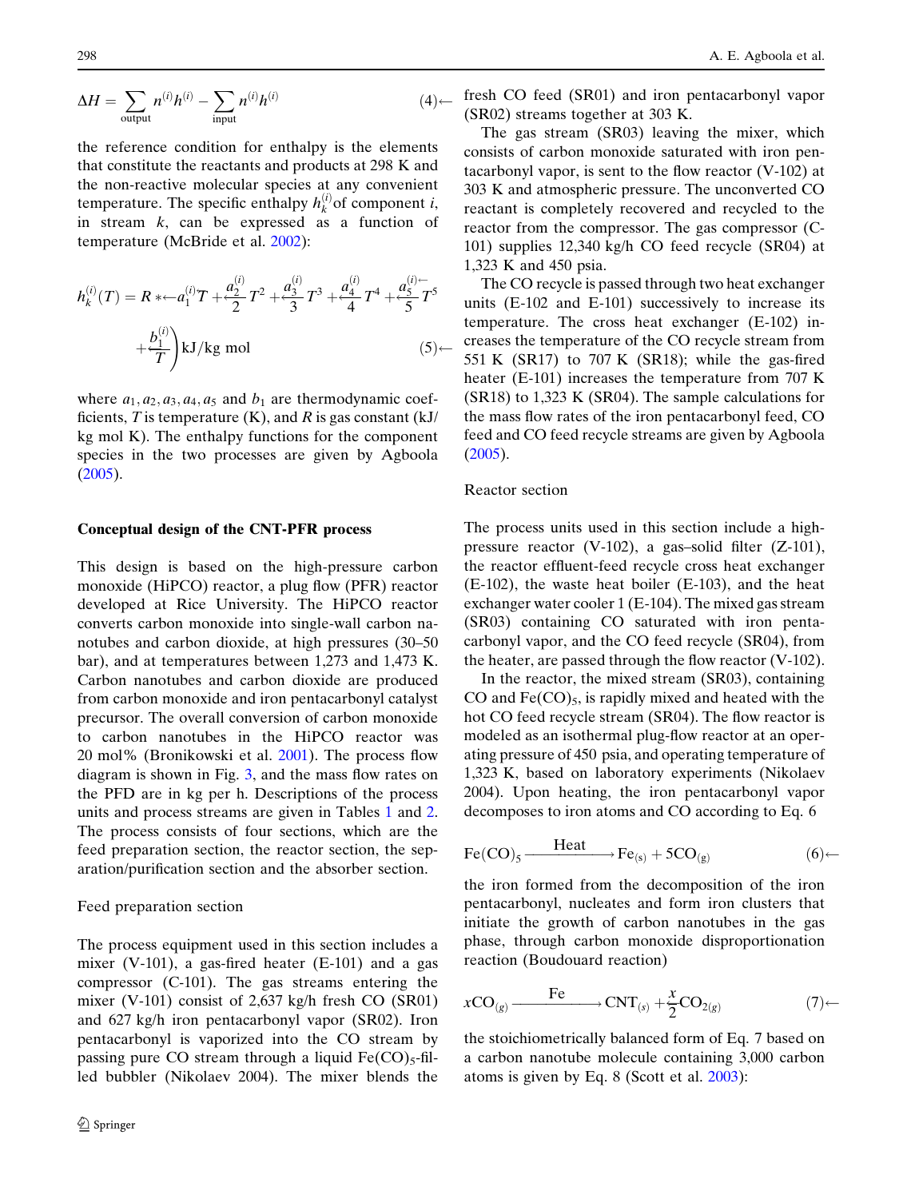$$\Delta H = \sum_{\text{output}} n^{(i)} h^{(i)} - \sum_{\text{input}} n^{(i)} h^{(i)} \tag{4}$$

the reference condition for enthalpy is the elements that constitute the reactants and products at 298 K and the non-reactive molecular species at any convenient temperature. The specific enthalpy $h_k^{(i)}$ of component $i$, in stream $k$, can be expressed as a function of temperature (McBride et al. 2002):

$$h_k^{(i)}(T) = R * \left( a_1^{(i)} T + \frac{a_2^{(i)}}{2} T^2 + \frac{a_3^{(i)}}{3} T^3 + \frac{a_4^{(i)}}{4} T^4 + \frac{a_5^{(i)}}{5} T^5 + \frac{b_1^{(i)}}{T} \right) \text{kJ/kg mol} \tag{5}$$

where $a_1, a_2, a_3, a_4, a_5$ and $b_1$ are thermodynamic coefficients, $T$ is temperature (K), and $R$ is gas constant (kJ/kg mol K). The enthalpy functions for the component species in the two processes are given by Agboola (2005).

**Conceptual design of the CNT-PFR process**

This design is based on the high-pressure carbon monoxide (HiPCO) reactor, a plug flow (PFR) reactor developed at Rice University. The HiPCO reactor converts carbon monoxide into single-wall carbon nanotubes and carbon dioxide, at high pressures (30–50 bar), and at temperatures between 1,273 and 1,473 K. Carbon nanotubes and carbon dioxide are produced from carbon monoxide and iron pentacarbonyl catalyst precursor. The overall conversion of carbon monoxide to carbon nanotubes in the HiPCO reactor was 20 mol% (Bronikowski et al. 2001). The process flow diagram is shown in Fig. 3, and the mass flow rates on the PFD are in kg per h. Descriptions of the process units and process streams are given in Tables 1 and 2. The process consists of four sections, which are the feed preparation section, the reactor section, the separation/purification section and the absorber section.

Feed preparation section

The process equipment used in this section includes a mixer (V-101), a gas-fired heater (E-101) and a gas compressor (C-101). The gas streams entering the mixer (V-101) consist of 2,637 kg/h fresh CO (SR01) and 627 kg/h iron pentacarbonyl vapor (SR02). Iron pentacarbonyl is vaporized into the CO stream by passing pure CO stream through a liquid $Fe(CO)_5$-filled bubbler (Nikolaev 2004). The mixer blends the fresh CO feed (SR01) and iron pentacarbonyl vapor (SR02) streams together at 303 K.

The gas stream (SR03) leaving the mixer, which consists of carbon monoxide saturated with iron pentacarbonyl vapor, is sent to the flow reactor (V-102) at 303 K and atmospheric pressure. The unconverted CO reactant is completely recovered and recycled to the reactor from the compressor. The gas compressor (C-101) supplies 12,340 kg/h CO feed recycle (SR04) at 1,323 K and 450 psia.

The CO recycle is passed through two heat exchanger units (E-102 and E-101) successively to increase its temperature. The cross heat exchanger (E-102) increases the temperature of the CO recycle stream from 551 K (SR17) to 707 K (SR18); while the gas-fired heater (E-101) increases the temperature from 707 K (SR18) to 1,323 K (SR04). The sample calculations for the mass flow rates of the iron pentacarbonyl feed, CO feed and CO feed recycle streams are given by Agboola (2005).

Reactor section

The process units used in this section include a high-pressure reactor (V-102), a gas–solid filter (Z-101), the reactor effluent-feed recycle cross heat exchanger (E-102), the waste heat boiler (E-103), and the heat exchanger water cooler 1 (E-104). The mixed gas stream (SR03) containing CO saturated with iron pentacarbonyl vapor, and the CO feed recycle (SR04), from the heater, are passed through the flow reactor (V-102).

In the reactor, the mixed stream (SR03), containing CO and $Fe(CO)_5$, is rapidly mixed and heated with the hot CO feed recycle stream (SR04). The flow reactor is modeled as an isothermal plug-flow reactor at an operating pressure of 450 psia, and operating temperature of 1,323 K, based on laboratory experiments (Nikolaev 2004). Upon heating, the iron pentacarbonyl vapor decomposes to iron atoms and CO according to Eq. 6

$$Fe(CO)_5 \xrightarrow{\text{Heat}} Fe_{(s)} + 5CO_{(g)} \tag{6}$$

the iron formed from the decomposition of the iron pentacarbonyl, nucleates and form iron clusters that initiate the growth of carbon nanotubes in the gas phase, through carbon monoxide disproportionation reaction (Boudouard reaction)

$$xCO_{(g)} \xrightarrow{\text{Fe}} CNT_{(s)} + \frac{x}{2} CO_{2(g)} \tag{7}$$

the stoichiometrically balanced form of Eq. 7 based on a carbon nanotube molecule containing 3,000 carbon atoms is given by Eq. 8 (Scott et al. 2003):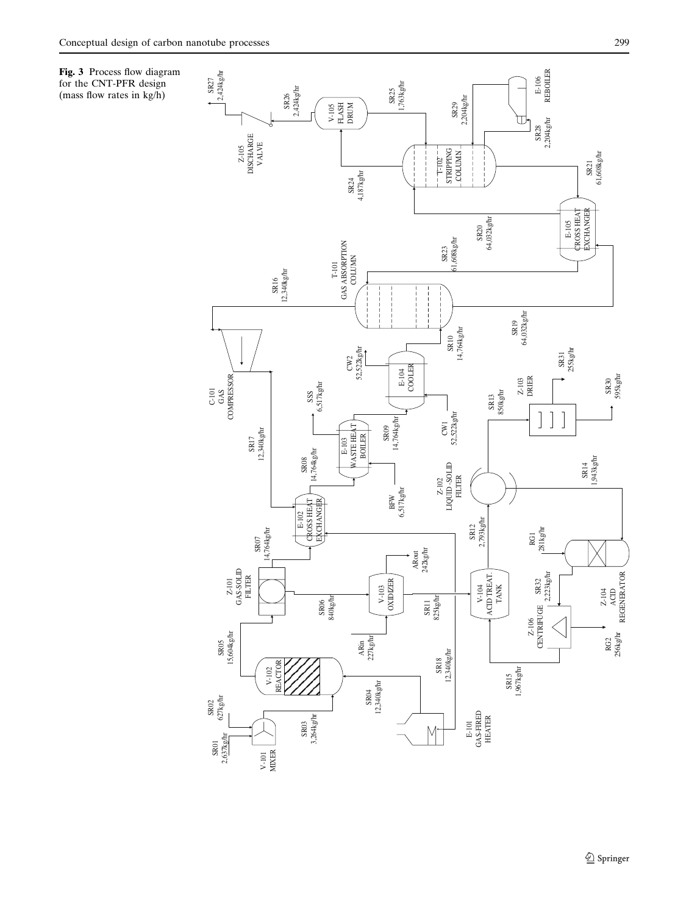**Fig. 3** Process flow diagram for the CNT-PFR design (mass flow rates in kg/h)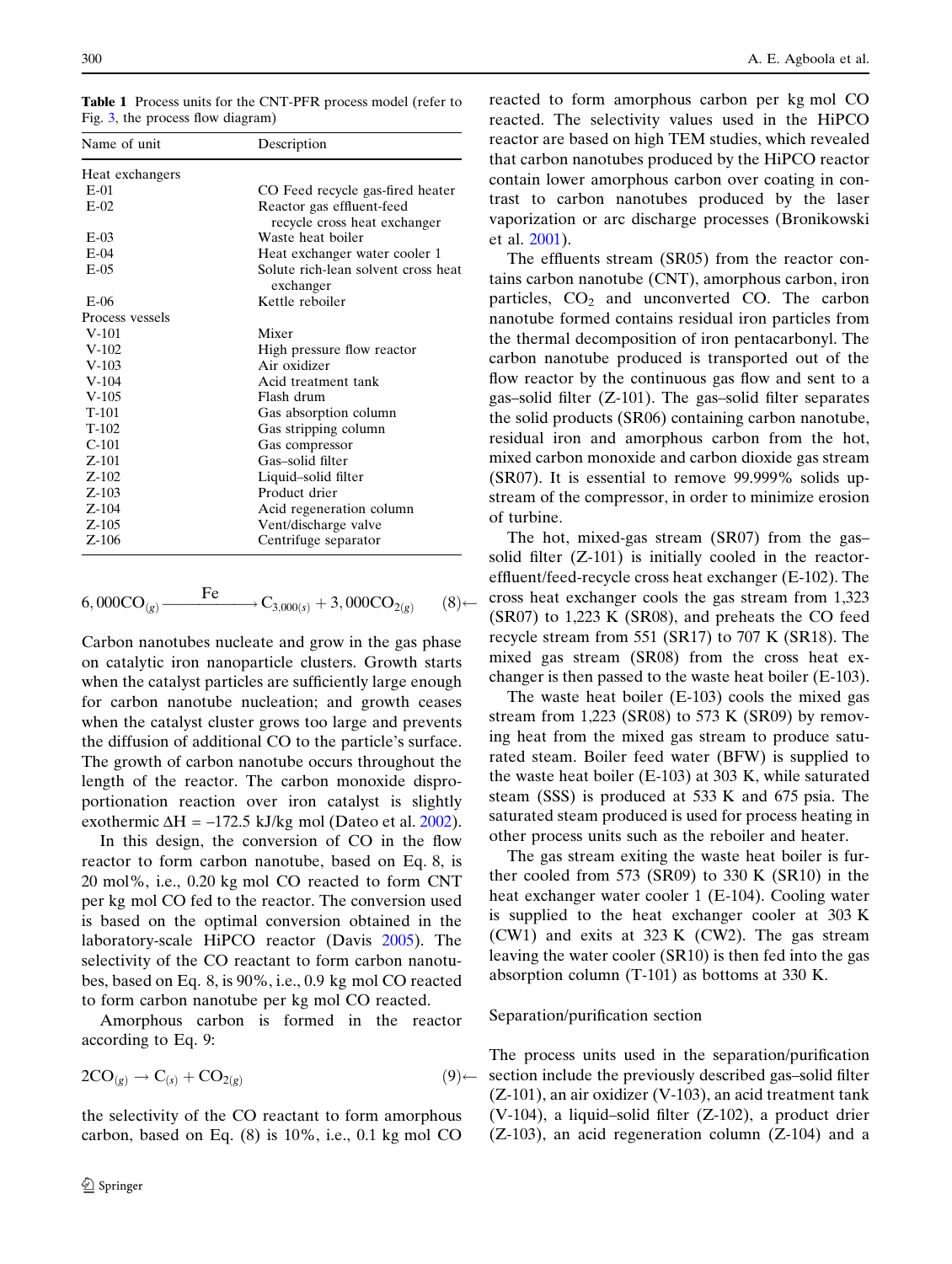**Table 1** Process units for the CNT-PFR process model (refer to Fig. 3, the process flow diagram)

| Name of unit | Description |
|---|---|
| Heat exchangers | |
| E-01 | CO Feed recycle gas-fired heater |
| E-02 | Reactor gas effluent-feed recycle cross heat exchanger |
| E-03 | Waste heat boiler |
| E-04 | Heat exchanger water cooler 1 |
| E-05 | Solute rich-lean solvent cross heat exchanger |
| E-06 | Kettle reboiler |
| Process vessels | |
| V-101 | Mixer |
| V-102 | High pressure flow reactor |
| V-103 | Air oxidizer |
| V-104 | Acid treatment tank |
| V-105 | Flash drum |
| T-101 | Gas absorption column |
| T-102 | Gas stripping column |
| C-101 | Gas compressor |
| Z-101 | Gas–solid filter |
| Z-102 | Liquid–solid filter |
| Z-103 | Product drier |
| Z-104 | Acid regeneration column |
| Z-105 | Vent/discharge valve |
| Z-106 | Centrifuge separator |

$$6{,}000\mathrm{CO}_{(g)} \xrightarrow{\mathrm{Fe}} \mathrm{C}_{3{,}000(s)} + 3{,}000\mathrm{CO}_{2(g)} \qquad (8)\leftarrow$$

Carbon nanotubes nucleate and grow in the gas phase on catalytic iron nanoparticle clusters. Growth starts when the catalyst particles are sufficiently large enough for carbon nanotube nucleation; and growth ceases when the catalyst cluster grows too large and prevents the diffusion of additional CO to the particle's surface. The growth of carbon nanotube occurs throughout the length of the reactor. The carbon monoxide disproportionation reaction over iron catalyst is slightly exothermic $\Delta H = -172.5$ kJ/kg mol (Dateo et al. 2002).

In this design, the conversion of CO in the flow reactor to form carbon nanotube, based on Eq. 8, is 20 mol%, i.e., 0.20 kg mol CO reacted to form CNT per kg mol CO fed to the reactor. The conversion used is based on the optimal conversion obtained in the laboratory-scale HiPCO reactor (Davis 2005). The selectivity of the CO reactant to form carbon nanotubes, based on Eq. 8, is 90%, i.e., 0.9 kg mol CO reacted to form carbon nanotube per kg mol CO reacted.

Amorphous carbon is formed in the reactor according to Eq. 9:

$$2\mathrm{CO}_{(g)} \rightarrow \mathrm{C}_{(s)} + \mathrm{CO}_{2(g)} \qquad (9)\leftarrow$$

the selectivity of the CO reactant to form amorphous carbon, based on Eq. (8) is 10%, i.e., 0.1 kg mol CO reacted to form amorphous carbon per kg mol CO reacted. The selectivity values used in the HiPCO reactor are based on high TEM studies, which revealed that carbon nanotubes produced by the HiPCO reactor contain lower amorphous carbon over coating in contrast to carbon nanotubes produced by the laser vaporization or arc discharge processes (Bronikowski et al. 2001).

The effluents stream (SR05) from the reactor contains carbon nanotube (CNT), amorphous carbon, iron particles, $CO_2$ and unconverted CO. The carbon nanotube formed contains residual iron particles from the thermal decomposition of iron pentacarbonyl. The carbon nanotube product is transported out of the flow reactor by the continuous gas flow and sent to a gas–solid filter (Z-101). The gas–solid filter separates the solid products (SR06) containing carbon nanotube, residual iron and amorphous carbon from the hot, mixed carbon monoxide and carbon dioxide gas stream (SR07). It is essential to remove 99.999% solids upstream of the compressor, in order to minimize erosion of turbine.

The hot, mixed-gas stream (SR07) from the gas–solid filter (Z-101) is initially cooled in the reactor-effluent/feed-recycle cross heat exchanger (E-102). The cross heat exchanger cools the gas stream from 1,323 (SR07) to 1,223 K (SR08), and preheats the CO feed recycle stream from 551 (SR17) to 707 K (SR18). The mixed gas stream (SR08) from the cross heat exchanger is then passed to the waste heat boiler (E-103).

The waste heat boiler (E-103) cools the mixed gas stream from 1,223 (SR08) to 573 K (SR09) by removing heat from the mixed gas stream to produce saturated steam. Boiler feed water (BFW) is supplied to the waste heat boiler (E-103) at 303 K, while saturated steam (SSS) is produced at 533 K and 675 psia. The saturated steam produced is used for process heating in other process units such as the reboiler and heater.

The gas stream exiting the waste heat boiler is further cooled from 573 (SR09) to 330 K (SR10) in the heat exchanger water cooler 1 (E-104). Cooling water is supplied to the heat exchanger cooler at 303 K (CW1) and exits at 323 K (CW2). The gas stream leaving the water cooler (SR10) is then fed into the gas absorption column (T-101) as bottoms at 330 K.

### Separation/purification section

The process units used in the separation/purification section include the previously described gas–solid filter (Z-101), an air oxidizer (V-103), an acid treatment tank (V-104), a liquid–solid filter (Z-102), a product drier (Z-103), an acid regeneration column (Z-104) and a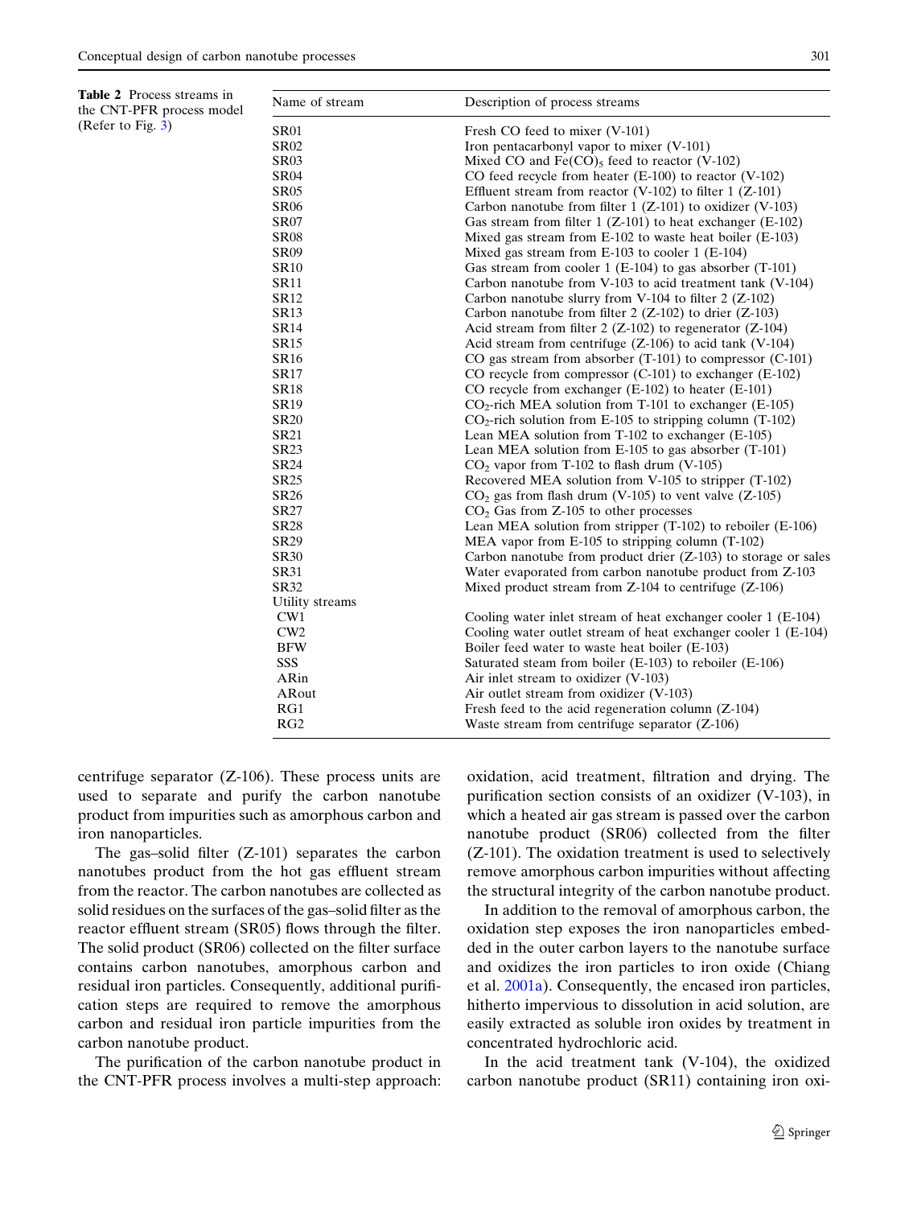**Table 2** Process streams in the CNT-PFR process model (Refer to Fig. 3)

| Name of stream | Description of process streams |
|---|---|
| SR01 | Fresh CO feed to mixer (V-101) |
| SR02 | Iron pentacarbonyl vapor to mixer (V-101) |
| SR03 | Mixed CO and $Fe(CO)_5$ feed to reactor (V-102) |
| SR04 | CO feed recycle from heater (E-100) to reactor (V-102) |
| SR05 | Effluent stream from reactor (V-102) to filter 1 (Z-101) |
| SR06 | Carbon nanotube from filter 1 (Z-101) to oxidizer (V-103) |
| SR07 | Gas stream from filter 1 (Z-101) to heat exchanger (E-102) |
| SR08 | Mixed gas stream from E-102 to waste heat boiler (E-103) |
| SR09 | Mixed gas stream from E-103 to cooler 1 (E-104) |
| SR10 | Gas stream from cooler 1 (E-104) to gas absorber (T-101) |
| SR11 | Carbon nanotube from V-103 to acid treatment tank (V-104) |
| SR12 | Carbon nanotube slurry from V-104 to filter 2 (Z-102) |
| SR13 | Carbon nanotube from filter 2 (Z-102) to drier (Z-103) |
| SR14 | Acid stream from filter 2 (Z-102) to regenerator (Z-104) |
| SR15 | Acid stream from centrifuge (Z-106) to acid tank (V-104) |
| SR16 | CO gas stream from absorber (T-101) to compressor (C-101) |
| SR17 | CO recycle from compressor (C-101) to exchanger (E-102) |
| SR18 | CO recycle from exchanger (E-102) to heater (E-101) |
| SR19 | $CO_2$-rich MEA solution from T-101 to exchanger (E-105) |
| SR20 | $CO_2$-rich solution from E-105 to stripping column (T-102) |
| SR21 | Lean MEA solution from T-102 to exchanger (E-105) |
| SR23 | Lean MEA solution from E-105 to gas absorber (T-101) |
| SR24 | $CO_2$ vapor from T-102 to flash drum (V-105) |
| SR25 | Recovered MEA solution from V-105 to stripper (T-102) |
| SR26 | $CO_2$ gas from flash drum (V-105) to vent valve (Z-105) |
| SR27 | $CO_2$ Gas from Z-105 to other processes |
| SR28 | Lean MEA solution from stripper (T-102) to reboiler (E-106) |
| SR29 | MEA vapor from E-105 to stripping column (T-102) |
| SR30 | Carbon nanotube from product drier (Z-103) to storage or sales |
| SR31 | Water evaporated from carbon nanotube product from Z-103 |
| SR32 | Mixed product stream from Z-104 to centrifuge (Z-106) |
| Utility streams | |
| CW1 | Cooling water inlet stream of heat exchanger cooler 1 (E-104) |
| CW2 | Cooling water outlet stream of heat exchanger cooler 1 (E-104) |
| BFW | Boiler feed water to waste heat boiler (E-103) |
| SSS | Saturated steam from boiler (E-103) to reboiler (E-106) |
| ARin | Air inlet stream to oxidizer (V-103) |
| ARout | Air outlet stream from oxidizer (V-103) |
| RG1 | Fresh feed to the acid regeneration column (Z-104) |
| RG2 | Waste stream from centrifuge separator (Z-106) |

centrifuge separator (Z-106). These process units are used to separate and purify the carbon nanotube product from impurities such as amorphous carbon and iron nanoparticles.

The gas–solid filter (Z-101) separates the carbon nanotubes product from the hot gas effluent stream from the reactor. The carbon nanotubes are collected as solid residues on the surfaces of the gas–solid filter as the reactor effluent stream (SR05) flows through the filter. The solid product (SR06) collected on the filter surface contains carbon nanotubes, amorphous carbon and residual iron particles. Consequently, additional purification steps are required to remove the amorphous carbon and residual iron particle impurities from the carbon nanotube product.

The purification of the carbon nanotube product in the CNT-PFR process involves a multi-step approach: oxidation, acid treatment, filtration and drying. The purification section consists of an oxidizer (V-103), in which a heated air gas stream is passed over the carbon nanotube product (SR06) collected from the filter (Z-101). The oxidation treatment is used to selectively remove amorphous carbon impurities without affecting the structural integrity of the carbon nanotube product.

In addition to the removal of amorphous carbon, the oxidation step exposes the iron nanoparticles embedded in the outer carbon layers to the nanotube surface and oxidizes the iron particles to iron oxide (Chiang et al. 2001a). Consequently, the encased iron particles, hitherto impervious to dissolution in acid solution, are easily extracted as soluble iron oxides by treatment in concentrated hydrochloric acid.

In the acid treatment tank (V-104), the oxidized carbon nanotube product (SR11) containing iron oxi-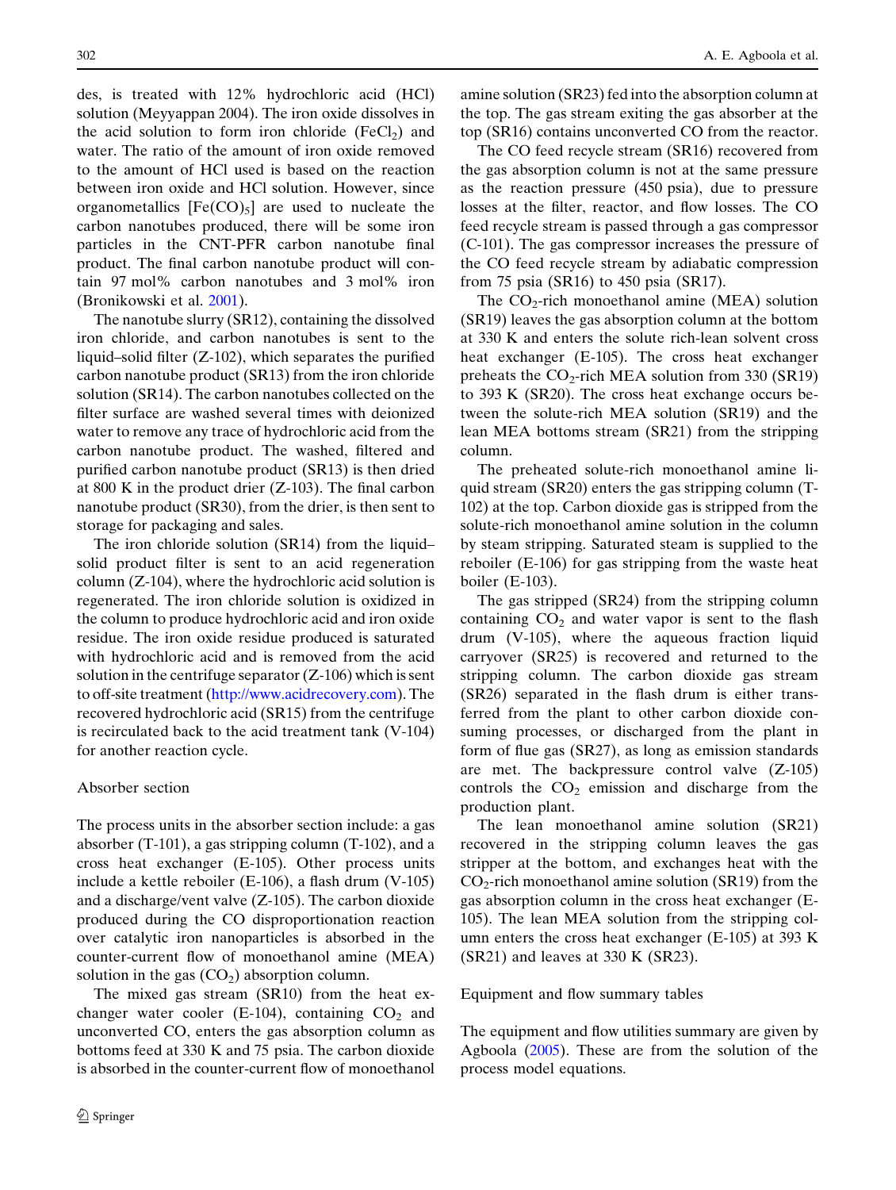des, is treated with 12% hydrochloric acid (HCl) solution (Meyyappan 2004). The iron oxide dissolves in the acid solution to form iron chloride ($FeCl_2$) and water. The ratio of the amount of iron oxide removed to the amount of HCl used is based on the reaction between iron oxide and HCl solution. However, since organometallics [$Fe(CO)_5$] are used to nucleate the carbon nanotubes produced, there will be some iron particles in the CNT-PFR carbon nanotube final product. The final carbon nanotube product will contain 97 mol% carbon nanotubes and 3 mol% iron (Bronikowski et al. 2001).

The nanotube slurry (SR12), containing the dissolved iron chloride, and carbon nanotubes is sent to the liquid–solid filter (Z-102), which separates the purified carbon nanotube product (SR13) from the iron chloride solution (SR14). The carbon nanotubes collected on the filter surface are washed several times with deionized water to remove any trace of hydrochloric acid from the carbon nanotube product. The washed, filtered and purified carbon nanotube product (SR13) is then dried at 800 K in the product drier (Z-103). The final carbon nanotube product (SR30), from the drier, is then sent to storage for packaging and sales.

The iron chloride solution (SR14) from the liquid–solid product filter is sent to an acid regeneration column (Z-104), where the hydrochloric acid solution is regenerated. The iron chloride solution is oxidized in the column to produce hydrochloric acid and iron oxide residue. The iron oxide residue produced is saturated with hydrochloric acid and is removed from the acid solution in the centrifuge separator (Z-106) which is sent to off-site treatment (http://www.acidrecovery.com). The recovered hydrochloric acid (SR15) from the centrifuge is recirculated back to the acid treatment tank (V-104) for another reaction cycle.

## Absorber section

The process units in the absorber section include: a gas absorber (T-101), a gas stripping column (T-102), and a cross heat exchanger (E-105). Other process units include a kettle reboiler (E-106), a flash drum (V-105) and a discharge/vent valve (Z-105). The carbon dioxide produced during the CO disproportionation reaction over catalytic iron nanoparticles is absorbed in the counter-current flow of monoethanol amine (MEA) solution in the gas ($CO_2$) absorption column.

The mixed gas stream (SR10) from the heat exchanger water cooler (E-104), containing $CO_2$ and unconverted CO, enters the gas absorption column as bottoms feed at 330 K and 75 psia. The carbon dioxide is absorbed in the counter-current flow of monoethanol amine solution (SR23) fed into the absorption column at the top. The gas stream exiting the gas absorber at the top (SR16) contains unconverted CO from the reactor.

The CO feed recycle stream (SR16) recovered from the gas absorption column is not at the same pressure as the reaction pressure (450 psia), due to pressure losses at the filter, reactor, and flow losses. The CO feed recycle stream is passed through a gas compressor (C-101). The gas compressor increases the pressure of the CO feed recycle stream by adiabatic compression from 75 psia (SR16) to 450 psia (SR17).

The $CO_2$-rich monoethanol amine (MEA) solution (SR19) leaves the gas absorption column at the bottom at 330 K and enters the solute rich-lean solvent cross heat exchanger (E-105). The cross heat exchanger preheats the $CO_2$-rich MEA solution from 330 (SR19) to 393 K (SR20). The cross heat exchange occurs between the solute-rich MEA solution (SR19) and the lean MEA bottoms stream (SR21) from the stripping column.

The preheated solute-rich monoethanol amine liquid stream (SR20) enters the gas stripping column (T-102) at the top. Carbon dioxide gas is stripped from the solute-rich monoethanol amine solution in the column by steam stripping. Saturated steam is supplied to the reboiler (E-106) for gas stripping from the waste heat boiler (E-103).

The gas stripped (SR24) from the stripping column containing $CO_2$ and water vapor is sent to the flash drum (V-105), where the aqueous fraction liquid carryover (SR25) is recovered and returned to the stripping column. The carbon dioxide gas stream (SR26) separated in the flash drum is either transferred from the plant to other carbon dioxide consuming processes, or discharged from the plant in form of flue gas (SR27), as long as emission standards are met. The backpressure control valve (Z-105) controls the $CO_2$ emission and discharge from the production plant.

The lean monoethanol amine solution (SR21) recovered in the stripping column leaves the gas stripper at the bottom, and exchanges heat with the $CO_2$-rich monoethanol amine solution (SR19) from the gas absorption column in the cross heat exchanger (E-105). The lean MEA solution from the stripping column enters the cross heat exchanger (E-105) at 393 K (SR21) and leaves at 330 K (SR23).

## Equipment and flow summary tables

The equipment and flow utilities summary are given by Agboola (2005). These are from the solution of the process model equations.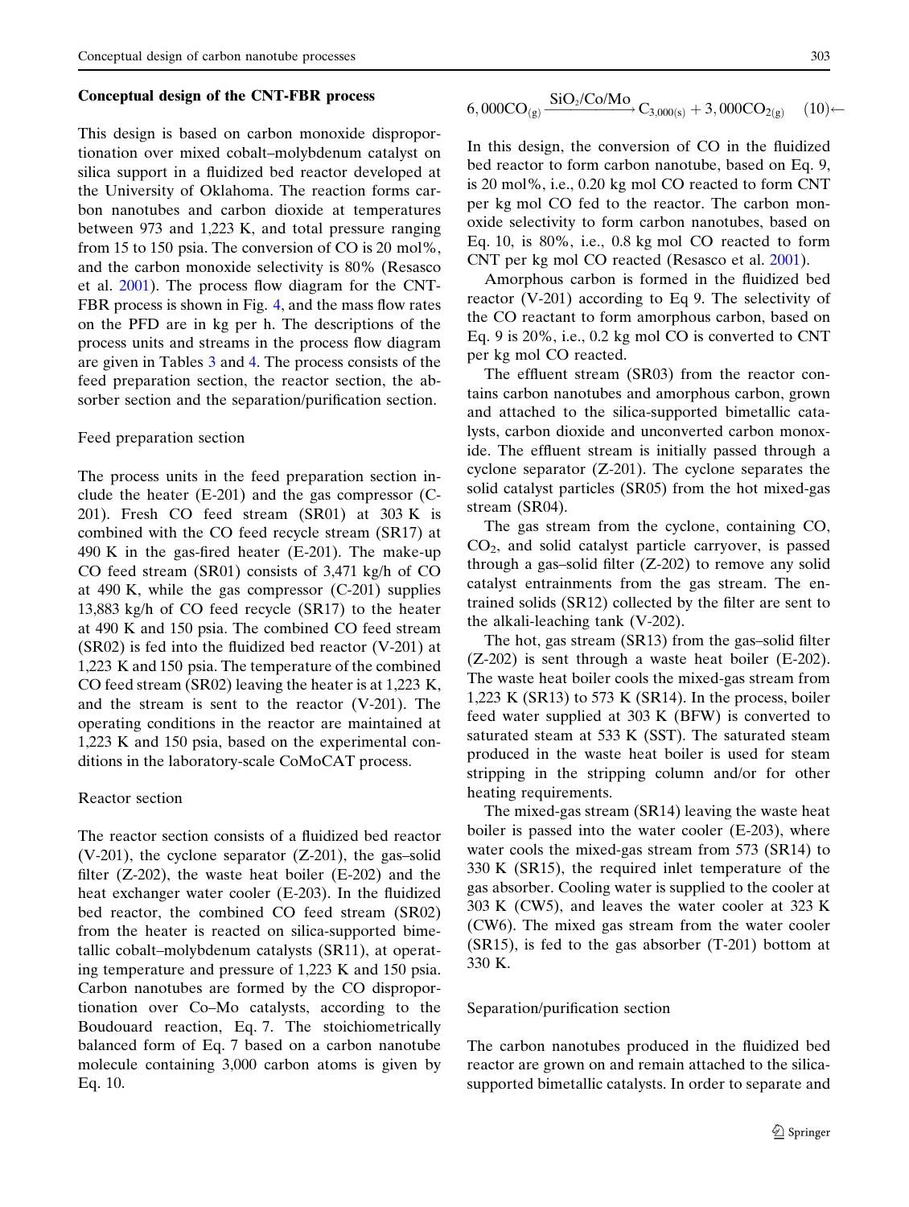### Conceptual design of the CNT-FBR process

This design is based on carbon monoxide disproportionation over mixed cobalt–molybdenum catalyst on silica support in a fluidized bed reactor developed at the University of Oklahoma. The reaction forms carbon nanotubes and carbon dioxide at temperatures between 973 and 1,223 K, and total pressure ranging from 15 to 150 psia. The conversion of CO is 20 mol%, and the carbon monoxide selectivity is 80% (Resasco et al. 2001). The process flow diagram for the CNT-FBR process is shown in Fig. 4, and the mass flow rates on the PFD are in kg per h. The descriptions of the process units and streams in the process flow diagram are given in Tables 3 and 4. The process consists of the feed preparation section, the reactor section, the absorber section and the separation/purification section.

#### Feed preparation section

The process units in the feed preparation section include the heater (E-201) and the gas compressor (C-201). Fresh CO feed stream (SR01) at 303 K is combined with the CO feed recycle stream (SR17) at 490 K in the gas-fired heater (E-201). The make-up CO feed stream (SR01) consists of 3,471 kg/h of CO at 490 K, while the gas compressor (C-201) supplies 13,883 kg/h of CO feed recycle (SR17) to the heater at 490 K and 150 psia. The combined CO feed stream (SR02) is fed into the fluidized bed reactor (V-201) at 1,223 K and 150 psia. The temperature of the combined CO feed stream (SR02) leaving the heater is at 1,223 K, and the stream is sent to the reactor (V-201). The operating conditions in the reactor are maintained at 1,223 K and 150 psia, based on the experimental conditions in the laboratory-scale CoMoCAT process.

#### Reactor section

The reactor section consists of a fluidized bed reactor (V-201), the cyclone separator (Z-201), the gas–solid filter (Z-202), the waste heat boiler (E-202) and the heat exchanger water cooler (E-203). In the fluidized bed reactor, the combined CO feed stream (SR02) from the heater is reacted on silica-supported bimetallic cobalt–molybdenum catalysts (SR11), at operating temperature and pressure of 1,223 K and 150 psia. Carbon nanotubes are formed by the CO disproportionation over Co–Mo catalysts, according to the Boudouard reaction, Eq. 7. The stoichiometrically balanced form of Eq. 7 based on a carbon nanotube molecule containing 3,000 carbon atoms is given by Eq. 10.

$$6,000\mathrm{CO}_{(g)} \xrightarrow{\mathrm{SiO_2/Co/Mo}} \mathrm{C}_{3,000(s)} + 3,000\mathrm{CO}_{2(g)} \quad (10)$$

In this design, the conversion of CO in the fluidized bed reactor to form carbon nanotube, based on Eq. 9, is 20 mol%, i.e., 0.20 kg mol CO reacted to form CNT per kg mol CO fed to the reactor. The carbon monoxide selectivity to form carbon nanotubes, based on Eq. 10, is 80%, i.e., 0.8 kg mol CO reacted to form CNT per kg mol CO reacted (Resasco et al. 2001).

Amorphous carbon is formed in the fluidized bed reactor (V-201) according to Eq 9. The selectivity of the CO reactant to form amorphous carbon, based on Eq. 9 is 20%, i.e., 0.2 kg mol CO is converted to CNT per kg mol CO reacted.

The effluent stream (SR03) from the reactor contains carbon nanotubes and amorphous carbon, grown and attached to the silica-supported bimetallic catalysts, carbon dioxide and unconverted carbon monoxide. The effluent stream is initially passed through a cyclone separator (Z-201). The cyclone separates the solid catalyst particles (SR05) from the hot mixed-gas stream (SR04).

The gas stream from the cyclone, containing CO, $CO_2$, and solid catalyst particle carryover, is passed through a gas–solid filter (Z-202) to remove any solid catalyst entrainments from the gas stream. The entrained solids (SR12) collected by the filter are sent to the alkali-leaching tank (V-202).

The hot, gas stream (SR13) from the gas–solid filter (Z-202) is sent through a waste heat boiler (E-202). The waste heat boiler cools the mixed-gas stream from 1,223 K (SR13) to 573 K (SR14). In the process, boiler feed water supplied at 303 K (BFW) is converted to saturated steam at 533 K (SST). The saturated steam produced in the waste heat boiler is used for steam stripping in the stripping column and/or for other heating requirements.

The mixed-gas stream (SR14) leaving the waste heat boiler is passed into the water cooler (E-203), where water cools the mixed-gas stream from 573 (SR14) to 330 K (SR15), the required inlet temperature of the gas absorber. Cooling water is supplied to the cooler at 303 K (CW5), and leaves the water cooler at 323 K (CW6). The mixed gas stream from the water cooler (SR15), is fed to the gas absorber (T-201) bottom at 330 K.

#### Separation/purification section

The carbon nanotubes produced in the fluidized bed reactor are grown on and remain attached to the silica-supported bimetallic catalysts. In order to separate and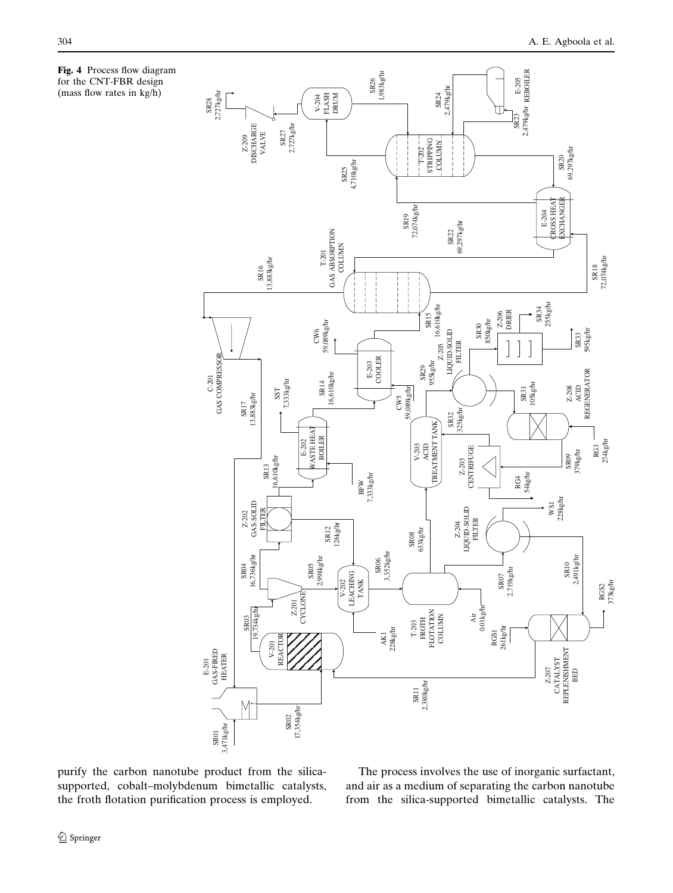**Fig. 4** Process flow diagram for the CNT-FBR design (mass flow rates in kg/h)

purify the carbon nanotube product from the silica-supported, cobalt–molybdenum bimetallic catalysts, the froth flotation purification process is employed.

The process involves the use of inorganic surfactant, and air as a medium of separating the carbon nanotube from the silica-supported bimetallic catalysts. The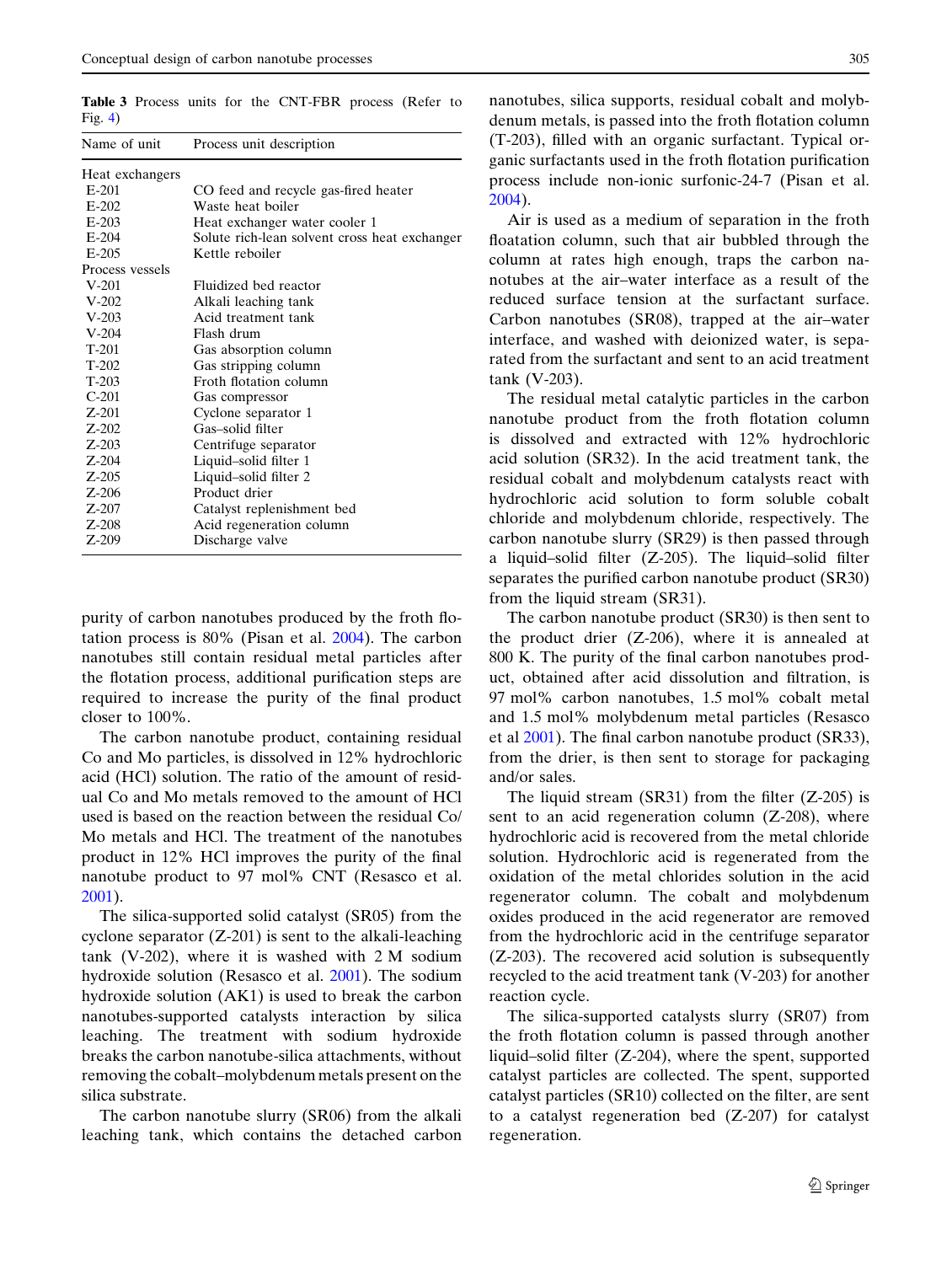**Table 3** Process units for the CNT-FBR process (Refer to Fig. 4)

| Name of unit | Process unit description |
|---|---|
| Heat exchangers | |
| E-201 | CO feed and recycle gas-fired heater |
| E-202 | Waste heat boiler |
| E-203 | Heat exchanger water cooler 1 |
| E-204 | Solute rich-lean solvent cross heat exchanger |
| E-205 | Kettle reboiler |
| Process vessels | |
| V-201 | Fluidized bed reactor |
| V-202 | Alkali leaching tank |
| V-203 | Acid treatment tank |
| V-204 | Flash drum |
| T-201 | Gas absorption column |
| T-202 | Gas stripping column |
| T-203 | Froth flotation column |
| C-201 | Gas compressor |
| Z-201 | Cyclone separator 1 |
| Z-202 | Gas–solid filter |
| Z-203 | Centrifuge separator |
| Z-204 | Liquid–solid filter 1 |
| Z-205 | Liquid–solid filter 2 |
| Z-206 | Product drier |
| Z-207 | Catalyst replenishment bed |
| Z-208 | Acid regeneration column |
| Z-209 | Discharge valve |

purity of carbon nanotubes produced by the froth flotation process is 80% (Pisan et al. 2004). The carbon nanotubes still contain residual metal particles after the flotation process, additional purification steps are required to increase the purity of the final product closer to 100%.

The carbon nanotube product, containing residual Co and Mo particles, is dissolved in 12% hydrochloric acid (HCl) solution. The ratio of the amount of residual Co and Mo metals removed to the amount of HCl used is based on the reaction between the residual Co/Mo metals and HCl. The treatment of the nanotubes product in 12% HCl improves the purity of the final nanotube product to 97 mol% CNT (Resasco et al. 2001).

The silica-supported solid catalyst (SR05) from the cyclone separator (Z-201) is sent to the alkali-leaching tank (V-202), where it is washed with 2 M sodium hydroxide solution (Resasco et al. 2001). The sodium hydroxide solution (AK1) is used to break the carbon nanotubes-supported catalysts interaction by silica leaching. The treatment with sodium hydroxide breaks the carbon nanotube-silica attachments, without removing the cobalt–molybdenum metals present on the silica substrate.

The carbon nanotube slurry (SR06) from the alkali leaching tank, which contains the detached carbon nanotubes, silica supports, residual cobalt and molybdenum metals, is passed into the froth flotation column (T-203), filled with an organic surfactant. Typical organic surfactants used in the froth flotation purification process include non-ionic surfonic-24-7 (Pisan et al. 2004).

Air is used as a medium of separation in the froth floatation column, such that air bubbled through the column at rates high enough, traps the carbon nanotubes at the air–water interface as a result of the reduced surface tension at the surfactant surface. Carbon nanotubes (SR08), trapped at the air–water interface, and washed with deionized water, is separated from the surfactant and sent to an acid treatment tank (V-203).

The residual metal catalytic particles in the carbon nanotube product from the froth flotation column is dissolved and extracted with 12% hydrochloric acid solution (SR32). In the acid treatment tank, the residual cobalt and molybdenum catalysts react with hydrochloric acid solution to form soluble cobalt chloride and molybdenum chloride, respectively. The carbon nanotube slurry (SR29) is then passed through a liquid–solid filter (Z-205). The liquid–solid filter separates the purified carbon nanotube product (SR30) from the liquid stream (SR31).

The carbon nanotube product (SR30) is then sent to the product drier (Z-206), where it is annealed at 800 K. The purity of the final carbon nanotubes product, obtained after acid dissolution and filtration, is 97 mol% carbon nanotubes, 1.5 mol% cobalt metal and 1.5 mol% molybdenum metal particles (Resasco et al 2001). The final carbon nanotube product (SR33), from the drier, is then sent to storage for packaging and/or sales.

The liquid stream (SR31) from the filter (Z-205) is sent to an acid regeneration column (Z-208), where hydrochloric acid is recovered from the metal chloride solution. Hydrochloric acid is regenerated from the oxidation of the metal chlorides solution in the acid regenerator column. The cobalt and molybdenum oxides produced in the acid regenerator are removed from the hydrochloric acid in the centrifuge separator (Z-203). The recovered acid solution is subsequently recycled to the acid treatment tank (V-203) for another reaction cycle.

The silica-supported catalysts slurry (SR07) from the froth flotation column is passed through another liquid–solid filter (Z-204), where the spent, supported catalyst particles are collected. The spent, supported catalyst particles (SR10) collected on the filter, are sent to a catalyst regeneration bed (Z-207) for catalyst regeneration.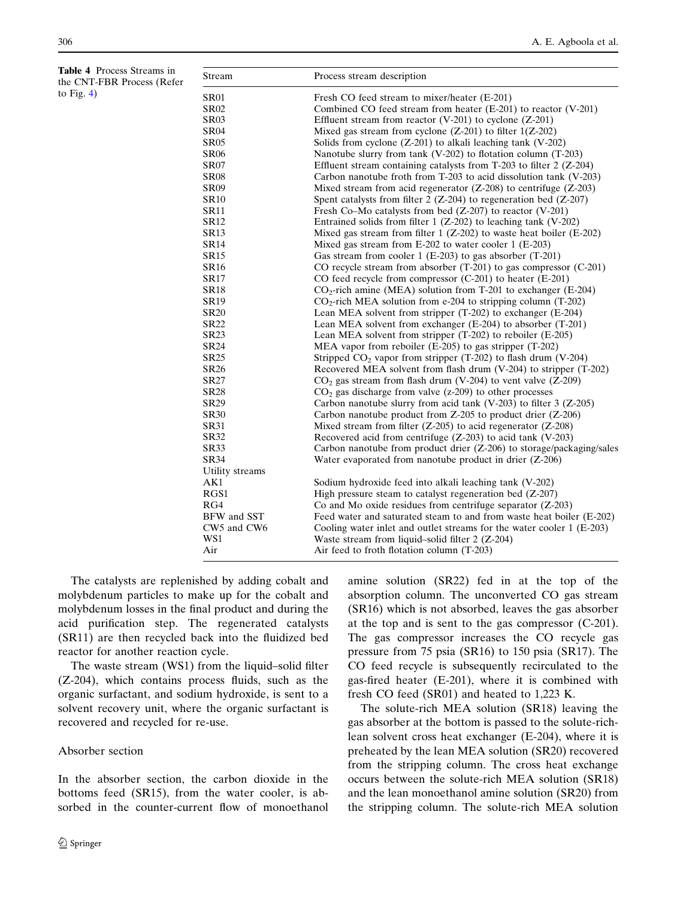**Table 4** Process Streams in the CNT-FBR Process (Refer to Fig. 4)

| Stream | Process stream description |
|---|---|
| SR01 | Fresh CO feed stream to mixer/heater (E-201) |
| SR02 | Combined CO feed stream from heater (E-201) to reactor (V-201) |
| SR03 | Effluent stream from reactor (V-201) to cyclone (Z-201) |
| SR04 | Mixed gas stream from cyclone (Z-201) to filter 1(Z-202) |
| SR05 | Solids from cyclone (Z-201) to alkali leaching tank (V-202) |
| SR06 | Nanotube slurry from tank (V-202) to flotation column (T-203) |
| SR07 | Effluent stream containing catalysts from T-203 to filter 2 (Z-204) |
| SR08 | Carbon nanotube froth from T-203 to acid dissolution tank (V-203) |
| SR09 | Mixed stream from acid regenerator (Z-208) to centrifuge (Z-203) |
| SR10 | Spent catalysts from filter 2 (Z-204) to regeneration bed (Z-207) |
| SR11 | Fresh Co–Mo catalysts from bed (Z-207) to reactor (V-201) |
| SR12 | Entrained solids from filter 1 (Z-202) to leaching tank (V-202) |
| SR13 | Mixed gas stream from filter 1 (Z-202) to waste heat boiler (E-202) |
| SR14 | Mixed gas stream from E-202 to water cooler 1 (E-203) |
| SR15 | Gas stream from cooler 1 (E-203) to gas absorber (T-201) |
| SR16 | CO recycle stream from absorber (T-201) to gas compressor (C-201) |
| SR17 | CO feed recycle from compressor (C-201) to heater (E-201) |
| SR18 | $CO_2$-rich amine (MEA) solution from T-201 to exchanger (E-204) |
| SR19 | $CO_2$-rich MEA solution from e-204 to stripping column (T-202) |
| SR20 | Lean MEA solvent from stripper (T-202) to exchanger (E-204) |
| SR22 | Lean MEA solvent from exchanger (E-204) to absorber (T-201) |
| SR23 | Lean MEA solvent from stripper (T-202) to reboiler (E-205) |
| SR24 | MEA vapor from reboiler (E-205) to gas stripper (T-202) |
| SR25 | Stripped $CO_2$ vapor from stripper (T-202) to flash drum (V-204) |
| SR26 | Recovered MEA solvent from flash drum (V-204) to stripper (T-202) |
| SR27 | $CO_2$ gas stream from flash drum (V-204) to vent valve (Z-209) |
| SR28 | $CO_2$ gas discharge from valve (z-209) to other processes |
| SR29 | Carbon nanotube slurry from acid tank (V-203) to filter 3 (Z-205) |
| SR30 | Carbon nanotube product from Z-205 to product drier (Z-206) |
| SR31 | Mixed stream from filter (Z-205) to acid regenerator (Z-208) |
| SR32 | Recovered acid from centrifuge (Z-203) to acid tank (V-203) |
| SR33 | Carbon nanotube from product drier (Z-206) to storage/packaging/sales |
| SR34 | Water evaporated from nanotube product in drier (Z-206) |
| Utility streams | |
| AK1 | Sodium hydroxide feed into alkali leaching tank (V-202) |
| RGS1 | High pressure steam to catalyst regeneration bed (Z-207) |
| RG4 | Co and Mo oxide residues from centrifuge separator (Z-203) |
| BFW and SST | Feed water and saturated steam to and from waste heat boiler (E-202) |
| CW5 and CW6 | Cooling water inlet and outlet streams for the water cooler 1 (E-203) |
| WS1 | Waste stream from liquid–solid filter 2 (Z-204) |
| Air | Air feed to froth flotation column (T-203) |

The catalysts are replenished by adding cobalt and molybdenum particles to make up for the cobalt and molybdenum losses in the final product and during the acid purification step. The regenerated catalysts (SR11) are then recycled back into the fluidized bed reactor for another reaction cycle.

The waste stream (WS1) from the liquid–solid filter (Z-204), which contains process fluids, such as the organic surfactant, and sodium hydroxide, is sent to a solvent recovery unit, where the organic surfactant is recovered and recycled for re-use.

### Absorber section

In the absorber section, the carbon dioxide in the bottoms feed (SR15), from the water cooler, is absorbed in the counter-current flow of monoethanol amine solution (SR22) fed in at the top of the absorption column. The unconverted CO gas stream (SR16) which is not absorbed, leaves the gas absorber at the top and is sent to the gas compressor (C-201). The gas compressor increases the CO recycle gas pressure from 75 psia (SR16) to 150 psia (SR17). The CO feed recycle is subsequently recirculated to the gas-fired heater (E-201), where it is combined with fresh CO feed (SR01) and heated to 1,223 K.

The solute-rich MEA solution (SR18) leaving the gas absorber at the bottom is passed to the solute-rich-lean solvent cross heat exchanger (E-204), where it is preheated by the lean MEA solution (SR20) recovered from the stripping column. The cross heat exchange occurs between the solute-rich MEA solution (SR18) and the lean monoethanol amine solution (SR20) from the stripping column. The solute-rich MEA solution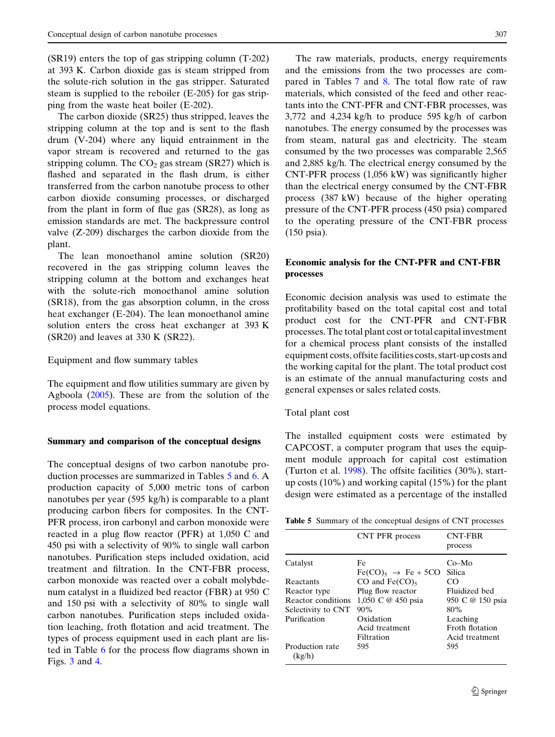(SR19) enters the top of gas stripping column (T-202) at 393 K. Carbon dioxide gas is steam stripped from the solute-rich solution in the gas stripper. Saturated steam is supplied to the reboiler (E-205) for gas stripping from the waste heat boiler (E-202).

The carbon dioxide (SR25) thus stripped, leaves the stripping column at the top and is sent to the flash drum (V-204) where any liquid entrainment in the vapor stream is recovered and returned to the gas stripping column. The $CO_2$ gas stream (SR27) which is flashed and separated in the flash drum, is either transferred from the carbon nanotube process to other carbon dioxide consuming processes, or discharged from the plant in form of flue gas (SR28), as long as emission standards are met. The backpressure control valve (Z-209) discharges the carbon dioxide from the plant.

The lean monoethanol amine solution (SR20) recovered in the gas stripping column leaves the stripping column at the bottom and exchanges heat with the solute-rich monoethanol amine solution (SR18), from the gas absorption column, in the cross heat exchanger (E-204). The lean monoethanol amine solution enters the cross heat exchanger at 393 K (SR20) and leaves at 330 K (SR22).

Equipment and flow summary tables

The equipment and flow utilities summary are given by Agboola (2005). These are from the solution of the process model equations.

## Summary and comparison of the conceptual designs

The conceptual designs of two carbon nanotube production processes are summarized in Tables 5 and 6. A production capacity of 5,000 metric tons of carbon nanotubes per year (595 kg/h) is comparable to a plant producing carbon fibers for composites. In the CNT-PFR process, iron carbonyl and carbon monoxide were reacted in a plug flow reactor (PFR) at 1,050 C and 450 psi with a selectivity of 90% to single wall carbon nanotubes. Purification steps included oxidation, acid treatment and filtration. In the CNT-FBR process, carbon monoxide was reacted over a cobalt molybdenum catalyst in a fluidized bed reactor (FBR) at 950 C and 150 psi with a selectivity of 80% to single wall carbon nanotubes. Purification steps included oxidation leaching, froth flotation and acid treatment. The types of process equipment used in each plant are listed in Table 6 for the process flow diagrams shown in Figs. 3 and 4.

The raw materials, products, energy requirements and the emissions from the two processes are compared in Tables 7 and 8. The total flow rate of raw materials, which consisted of the feed and other reactants into the CNT-PFR and CNT-FBR processes, was 3,772 and 4,234 kg/h to produce 595 kg/h of carbon nanotubes. The energy consumed by the processes was from steam, natural gas and electricity. The steam consumed by the two processes was comparable 2,565 and 2,885 kg/h. The electrical energy consumed by the CNT-PFR process (1,056 kW) was significantly higher than the electrical energy consumed by the CNT-FBR process (387 kW) because of the higher operating pressure of the CNT-PFR process (450 psia) compared to the operating pressure of the CNT-FBR process (150 psia).

## Economic analysis for the CNT-PFR and CNT-FBR processes

Economic decision analysis was used to estimate the profitability based on the total capital cost and total product cost for the CNT-PFR and CNT-FBR processes. The total plant cost or total capital investment for a chemical process plant consists of the installed equipment costs, offsite facilities costs, start-up costs and the working capital for the plant. The total product cost is an estimate of the annual manufacturing costs and general expenses or sales related costs.

Total plant cost

The installed equipment costs were estimated by CAPCOST, a computer program that uses the equipment module approach for capital cost estimation (Turton et al. 1998). The offsite facilities (30%), start-up costs (10%) and working capital (15%) for the plant design were estimated as a percentage of the installed

**Table 5** Summary of the conceptual designs of CNT processes

| | CNT PFR process | CNT-FBR process |
|---|---|---|
| Catalyst | Fe<br>$Fe(CO)_5 \rightarrow Fe + 5CO$ | Co–Mo<br>Silica |
| Reactants | CO and $Fe(CO)_5$ | CO |
| Reactor type | Plug flow reactor | Fluidized bed |
| Reactor conditions | 1,050 C @ 450 psia | 950 C @ 150 psia |
| Selectivity to CNT | 90% | 80% |
| Purification | Oxidation<br>Acid treatment<br>Filtration | Leaching<br>Froth flotation<br>Acid treatment |
| Production rate (kg/h) | 595 | 595 |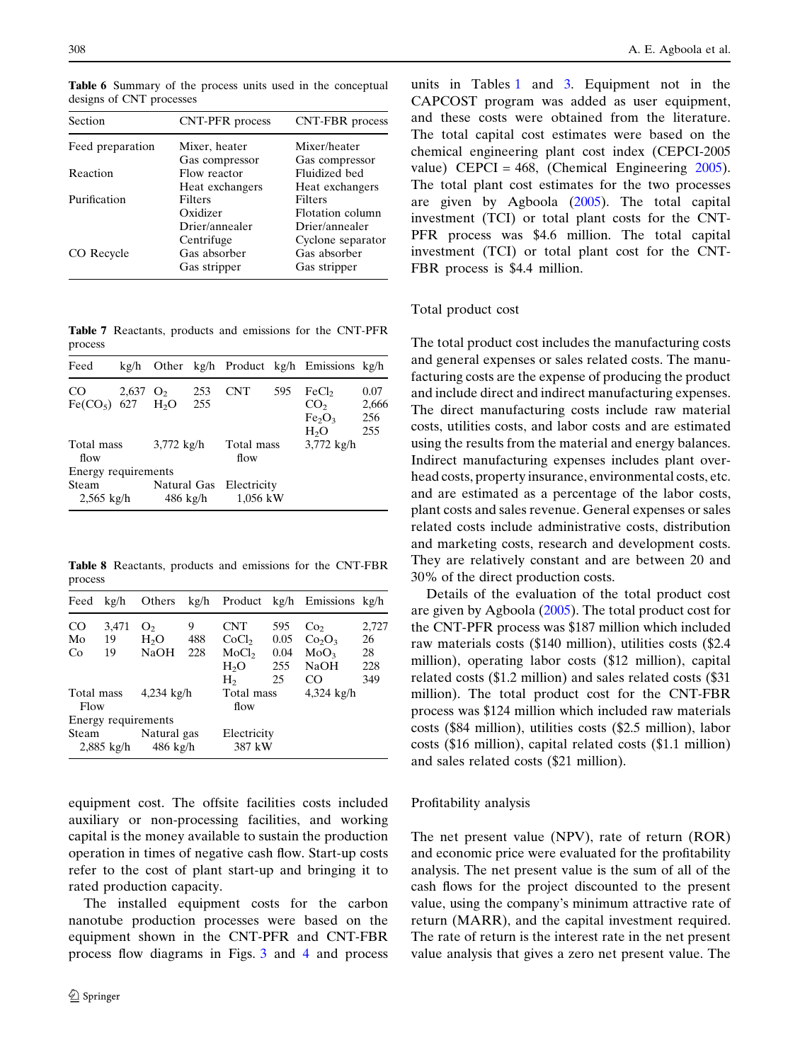**Table 6** Summary of the process units used in the conceptual designs of CNT processes

| Section | CNT-PFR process | CNT-FBR process |
|---|---|---|
| Feed preparation | Mixer, heater | Mixer/heater |
| | Gas compressor | Gas compressor |
| Reaction | Flow reactor | Fluidized bed |
| | Heat exchangers | Heat exchangers |
| Purification | Filters | Filters |
| | Oxidizer | Flotation column |
| | Drier/annealer | Drier/annealer |
| | Centrifuge | Cyclone separator |
| CO Recycle | Gas absorber | Gas absorber |
| | Gas stripper | Gas stripper |

**Table 7** Reactants, products and emissions for the CNT-PFR process

| Feed | kg/h | Other | kg/h | Product | kg/h | Emissions | kg/h |
|---|---|---|---|---|---|---|---|
| CO | 2,637 | $O_2$ | 253 | CNT | 595 | $FeCl_2$ | 0.07 |
| $Fe(CO_5)$ | 627 | $H_2O$ | 255 | | | $CO_2$ | 2,666 |
| | | | | | | $Fe_2O_3$ | 256 |
| | | | | | | $H_2O$ | 255 |
| Total mass flow | | 3,772 kg/h | | Total mass flow | | 3,772 kg/h | |
| Energy requirements | | | | | | | |
| Steam | | Natural Gas | | Electricity | | | |
| 2,565 kg/h | | 486 kg/h | | 1,056 kW | | | |

**Table 8** Reactants, products and emissions for the CNT-FBR process

| Feed | kg/h | Others | kg/h | Product | kg/h | Emissions | kg/h |
|---|---|---|---|---|---|---|---|
| CO | 3,471 | $O_2$ | 9 | CNT | 595 | Co$_2$ | 2,727 |
| Mo | 19 | $H_2O$ | 488 | $CoCl_2$ | 0.05 | $Co_2O_3$ | 26 |
| Co | 19 | NaOH | 228 | $MoCl_2$ | 0.04 | $MoO_3$ | 28 |
| | | | | $H_2O$ | 255 | NaOH | 228 |
| | | | | $H_2$ | 25 | CO | 349 |
| Total mass Flow | | 4,234 kg/h | | Total mass flow | | 4,324 kg/h | |
| Energy requirements | | | | | | | |
| Steam | | Natural gas | | Electricity | | | |
| 2,885 kg/h | | 486 kg/h | | 387 kW | | | |

equipment cost. The offsite facilities costs included auxiliary or non-processing facilities, and working capital is the money available to sustain the production operation in times of negative cash flow. Start-up costs refer to the cost of plant start-up and bringing it to rated production capacity.

The installed equipment costs for the carbon nanotube production processes were based on the equipment shown in the CNT-PFR and CNT-FBR process flow diagrams in Figs. 3 and 4 and process units in Tables 1 and 3. Equipment not in the CAPCOST program was added as user equipment, and these costs were obtained from the literature. The total capital cost estimates were based on the chemical engineering plant cost index (CEPCI-2005 value) CEPCI = 468, (Chemical Engineering 2005). The total plant cost estimates for the two processes are given by Agboola (2005). The total capital investment (TCI) or total plant costs for the CNT-PFR process was \$4.6 million. The total capital investment (TCI) or total plant cost for the CNT-FBR process is \$4.4 million.

## Total product cost

The total product cost includes the manufacturing costs and general expenses or sales related costs. The manufacturing costs are the expense of producing the product and include direct and indirect manufacturing expenses. The direct manufacturing costs include raw material costs, utilities costs, and labor costs and are estimated using the results from the material and energy balances. Indirect manufacturing expenses includes plant overhead costs, property insurance, environmental costs, etc. and are estimated as a percentage of the labor costs, plant costs and sales revenue. General expenses or sales related costs include administrative costs, distribution and marketing costs, research and development costs. They are relatively constant and are between 20 and 30% of the direct production costs.

Details of the evaluation of the total product cost are given by Agboola (2005). The total product cost for the CNT-PFR process was \$187 million which included raw materials costs (\$140 million), utilities costs (\$2.4 million), operating labor costs (\$12 million), capital related costs (\$1.2 million) and sales related costs (\$31 million). The total product cost for the CNT-FBR process was \$124 million which included raw materials costs (\$84 million), utilities costs (\$2.5 million), labor costs (\$16 million), capital related costs (\$1.1 million) and sales related costs (\$21 million).

## Profitability analysis

The net present value (NPV), rate of return (ROR) and economic price were evaluated for the profitability analysis. The net present value is the sum of all of the cash flows for the project discounted to the present value, using the company's minimum attractive rate of return (MARR), and the capital investment required. The rate of return is the interest rate in the net present value analysis that gives a zero net present value. The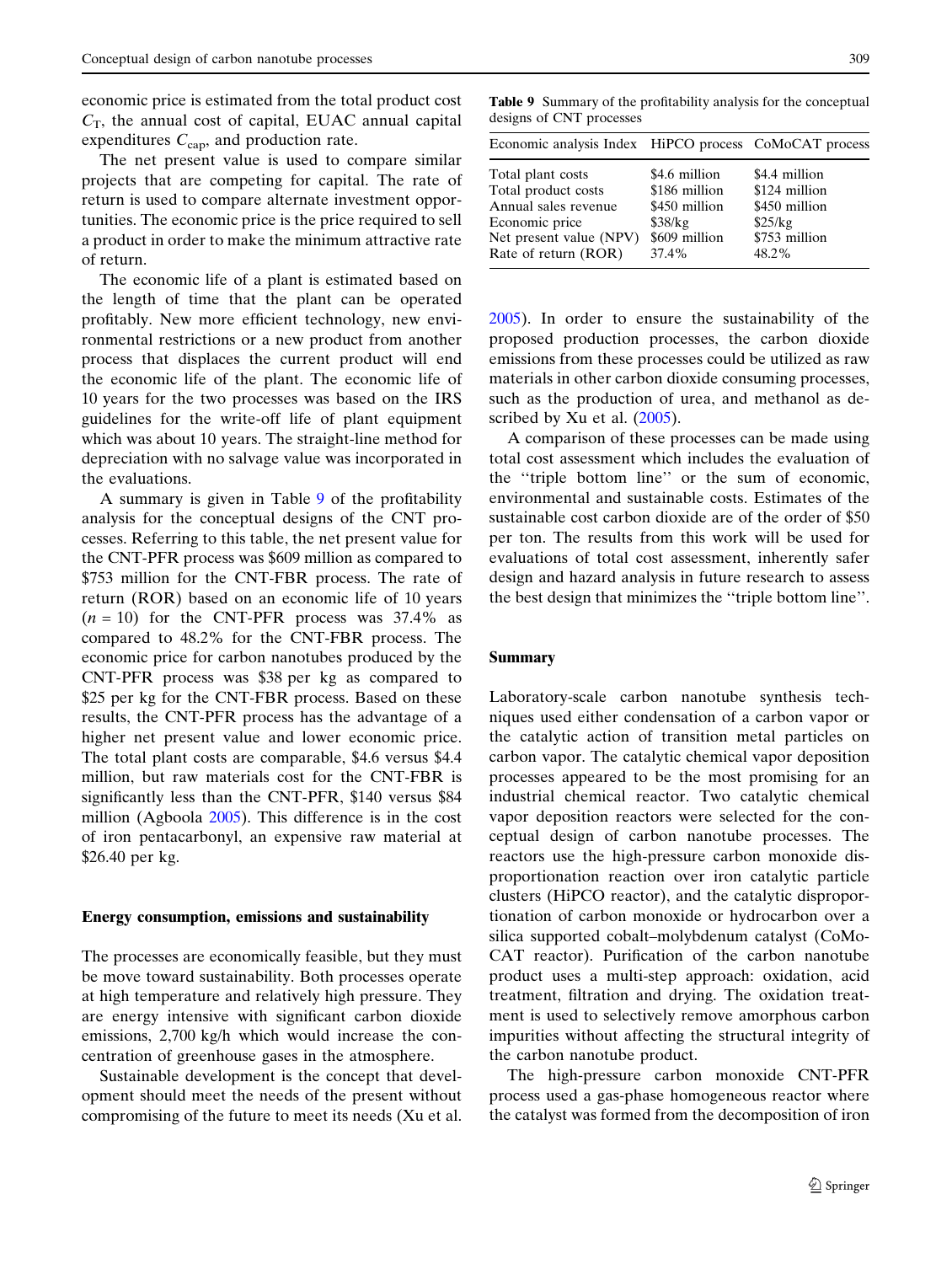economic price is estimated from the total product cost $C_T$, the annual cost of capital, EUAC annual capital expenditures $C_{cap}$, and production rate.

The net present value is used to compare similar projects that are competing for capital. The rate of return is used to compare alternate investment opportunities. The economic price is the price required to sell a product in order to make the minimum attractive rate of return.

The economic life of a plant is estimated based on the length of time that the plant can be operated profitably. New more efficient technology, new environmental restrictions or a new product from another process that displaces the current product will end the economic life of the plant. The economic life of 10 years for the two processes was based on the IRS guidelines for the write-off life of plant equipment which was about 10 years. The straight-line method for depreciation with no salvage value was incorporated in the evaluations.

A summary is given in Table 9 of the profitability analysis for the conceptual designs of the CNT processes. Referring to this table, the net present value for the CNT-PFR process was \$609 million as compared to \$753 million for the CNT-FBR process. The rate of return (ROR) based on an economic life of 10 years ($n = 10$) for the CNT-PFR process was 37.4% as compared to 48.2% for the CNT-FBR process. The economic price for carbon nanotubes produced by the CNT-PFR process was \$38 per kg as compared to \$25 per kg for the CNT-FBR process. Based on these results, the CNT-PFR process has the advantage of a higher net present value and lower economic price. The total plant costs are comparable, \$4.6 versus \$4.4 million, but raw materials cost for the CNT-FBR is significantly less than the CNT-PFR, \$140 versus \$84 million (Agboola 2005). This difference is in the cost of iron pentacarbonyl, an expensive raw material at \$26.40 per kg.

**Table 9** Summary of the profitability analysis for the conceptual designs of CNT processes

| Economic analysis Index | HiPCO process | CoMoCAT process |
|---|---|---|
| Total plant costs | \$4.6 million | \$4.4 million |
| Total product costs | \$186 million | \$124 million |
| Annual sales revenue | \$450 million | \$450 million |
| Economic price | \$38/kg | \$25/kg |
| Net present value (NPV) | \$609 million | \$753 million |
| Rate of return (ROR) | 37.4% | 48.2% |

#### Energy consumption, emissions and sustainability

The processes are economically feasible, but they must be move toward sustainability. Both processes operate at high temperature and relatively high pressure. They are energy intensive with significant carbon dioxide emissions, 2,700 kg/h which would increase the concentration of greenhouse gases in the atmosphere.

Sustainable development is the concept that development should meet the needs of the present without compromising of the future to meet its needs (Xu et al. 2005). In order to ensure the sustainability of the proposed production processes, the carbon dioxide emissions from these processes could be utilized as raw materials in other carbon dioxide consuming processes, such as the production of urea, and methanol as described by Xu et al. (2005).

A comparison of these processes can be made using total cost assessment which includes the evaluation of the "triple bottom line" or the sum of economic, environmental and sustainable costs. Estimates of the sustainable cost carbon dioxide are of the order of \$50 per ton. The results from this work will be used for evaluations of total cost assessment, inherently safer design and hazard analysis in future research to assess the best design that minimizes the "triple bottom line".

#### Summary

Laboratory-scale carbon nanotube synthesis techniques used either condensation of a carbon vapor or the catalytic action of transition metal particles on carbon vapor. The catalytic chemical vapor deposition processes appeared to be the most promising for an industrial chemical reactor. Two catalytic chemical vapor deposition reactors were selected for the conceptual design of carbon nanotube processes. The reactors use the high-pressure carbon monoxide disproportionation reaction over iron catalytic particle clusters (HiPCO reactor), and the catalytic disproportionation of carbon monoxide or hydrocarbon over a silica supported cobalt–molybdenum catalyst (CoMoCAT reactor). Purification of the carbon nanotube product uses a multi-step approach: oxidation, acid treatment, filtration and drying. The oxidation treatment is used to selectively remove amorphous carbon impurities without affecting the structural integrity of the carbon nanotube product.

The high-pressure carbon monoxide CNT-PFR process used a gas-phase homogeneous reactor where the catalyst was formed from the decomposition of iron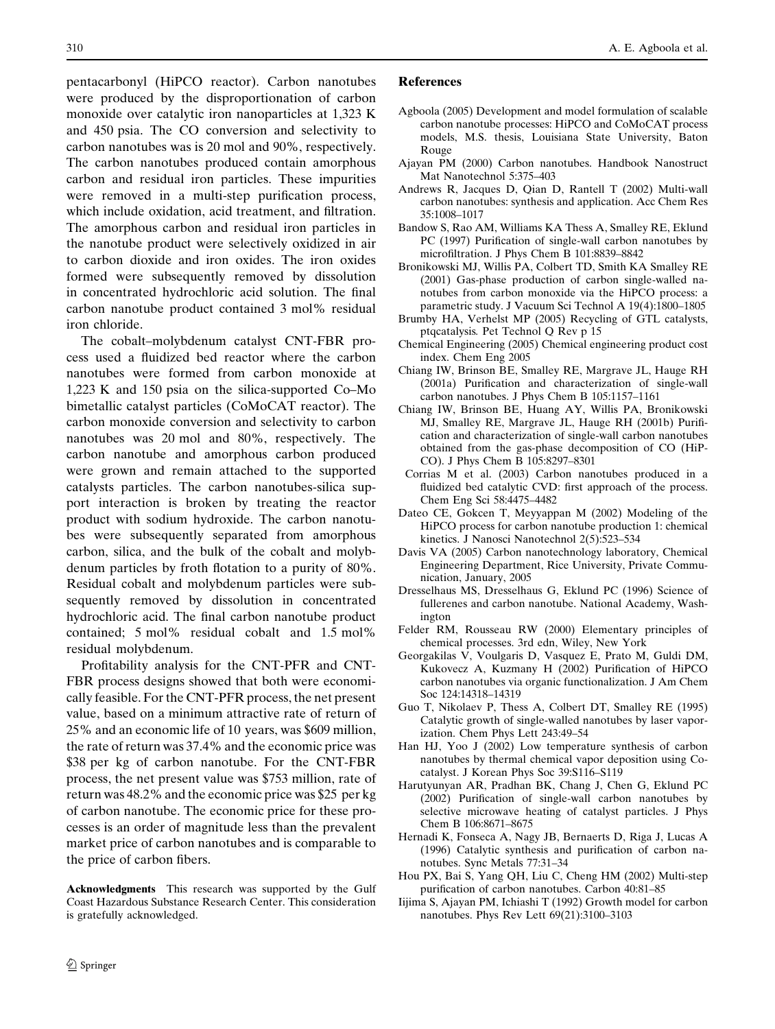pentacarbonyl (HiPCO reactor). Carbon nanotubes were produced by the disproportionation of carbon monoxide over catalytic iron nanoparticles at 1,323 K and 450 psia. The CO conversion and selectivity to carbon nanotubes was is 20 mol and 90%, respectively. The carbon nanotubes produced contain amorphous carbon and residual iron particles. These impurities were removed in a multi-step purification process, which include oxidation, acid treatment, and filtration. The amorphous carbon and residual iron particles in the nanotube product were selectively oxidized in air to carbon dioxide and iron oxides. The iron oxides formed were subsequently removed by dissolution in concentrated hydrochloric acid solution. The final carbon nanotube product contained 3 mol% residual iron chloride.

The cobalt–molybdenum catalyst CNT-FBR process used a fluidized bed reactor where the carbon nanotubes were formed from carbon monoxide at 1,223 K and 150 psia on the silica-supported Co–Mo bimetallic catalyst particles (CoMoCAT reactor). The carbon monoxide conversion and selectivity to carbon nanotubes was 20 mol and 80%, respectively. The carbon nanotube and amorphous carbon produced were grown and remain attached to the supported catalysts particles. The carbon nanotubes-silica support interaction is broken by treating the reactor product with sodium hydroxide. The carbon nanotubes were subsequently separated from amorphous carbon, silica, and the bulk of the cobalt and molybdenum particles by froth flotation to a purity of 80%. Residual cobalt and molybdenum particles were subsequently removed by dissolution in concentrated hydrochloric acid. The final carbon nanotube product contained; 5 mol% residual cobalt and 1.5 mol% residual molybdenum.

Profitability analysis for the CNT-PFR and CNT-FBR process designs showed that both were economically feasible. For the CNT-PFR process, the net present value, based on a minimum attractive rate of return of 25% and an economic life of 10 years, was \$609 million, the rate of return was 37.4% and the economic price was \$38 per kg of carbon nanotube. For the CNT-FBR process, the net present value was \$753 million, rate of return was 48.2% and the economic price was \$25 per kg of carbon nanotube. The economic price for these processes is an order of magnitude less than the prevalent market price of carbon nanotubes and is comparable to the price of carbon fibers.

**Acknowledgments** This research was supported by the Gulf Coast Hazardous Substance Research Center. This consideration is gratefully acknowledged.

## References

Agboola (2005) Development and model formulation of scalable carbon nanotube processes: HiPCO and CoMoCAT process models, M.S. thesis, Louisiana State University, Baton Rouge

Ajayan PM (2000) Carbon nanotubes. Handbook Nanostruct Mat Nanotechnol 5:375–403

Andrews R, Jacques D, Qian D, Rantell T (2002) Multi-wall carbon nanotubes: synthesis and application. Acc Chem Res 35:1008–1017

Bandow S, Rao AM, Williams KA Thess A, Smalley RE, Eklund PC (1997) Purification of single-wall carbon nanotubes by microfiltration. J Phys Chem B 101:8839–8842

Bronikowski MJ, Willis PA, Colbert TD, Smith KA Smalley RE (2001) Gas-phase production of carbon single-walled nanotubes from carbon monoxide via the HiPCO process: a parametric study. J Vacuum Sci Technol A 19(4):1800–1805

Brumby HA, Verhelst MP (2005) Recycling of GTL catalysts, ptqcatalysis. Pet Technol Q Rev p 15

Chemical Engineering (2005) Chemical engineering product cost index. Chem Eng 2005

Chiang IW, Brinson BE, Smalley RE, Margrave JL, Hauge RH (2001a) Purification and characterization of single-wall carbon nanotubes. J Phys Chem B 105:1157–1161

Chiang IW, Brinson BE, Huang AY, Willis PA, Bronikowski MJ, Smalley RE, Margrave JL, Hauge RH (2001b) Purification and characterization of single-wall carbon nanotubes obtained from the gas-phase decomposition of CO (HiPCO). J Phys Chem B 105:8297–8301

Corrias M et al. (2003) Carbon nanotubes produced in a fluidized bed catalytic CVD: first approach of the process. Chem Eng Sci 58:4475–4482

Dateo CE, Gokcen T, Meyyappan M (2002) Modeling of the HiPCO process for carbon nanotube production 1: chemical kinetics. J Nanosci Nanotechnol 2(5):523–534

Davis VA (2005) Carbon nanotechnology laboratory, Chemical Engineering Department, Rice University, Private Communication, January, 2005

Dresselhaus MS, Dresselhaus G, Eklund PC (1996) Science of fullerenes and carbon nanotube. National Academy, Washington

Felder RM, Rousseau RW (2000) Elementary principles of chemical processes. 3rd edn, Wiley, New York

Georgakilas V, Voulgaris D, Vasquez E, Prato M, Guldi DM, Kukovecz A, Kuzmany H (2002) Purification of HiPCO carbon nanotubes via organic functionalization. J Am Chem Soc 124:14318–14319

Guo T, Nikolaev P, Thess A, Colbert DT, Smalley RE (1995) Catalytic growth of single-walled nanotubes by laser vaporization. Chem Phys Lett 243:49–54

Han HJ, Yoo J (2002) Low temperature synthesis of carbon nanotubes by thermal chemical vapor deposition using Co-catalyst. J Korean Phys Soc 39:S116–S119

Harutyunyan AR, Pradhan BK, Chang J, Chen G, Eklund PC (2002) Purification of single-wall carbon nanotubes by selective microwave heating of catalyst particles. J Phys Chem B 106:8671–8675

Hernadi K, Fonseca A, Nagy JB, Bernaerts D, Riga J, Lucas A (1996) Catalytic synthesis and purification of carbon nanotubes. Sync Metals 77:31–34

Hou PX, Bai S, Yang QH, Liu C, Cheng HM (2002) Multi-step purification of carbon nanotubes. Carbon 40:81–85

Iijima S, Ajayan PM, Ichiashi T (1992) Growth model for carbon nanotubes. Phys Rev Lett 69(21):3100–3103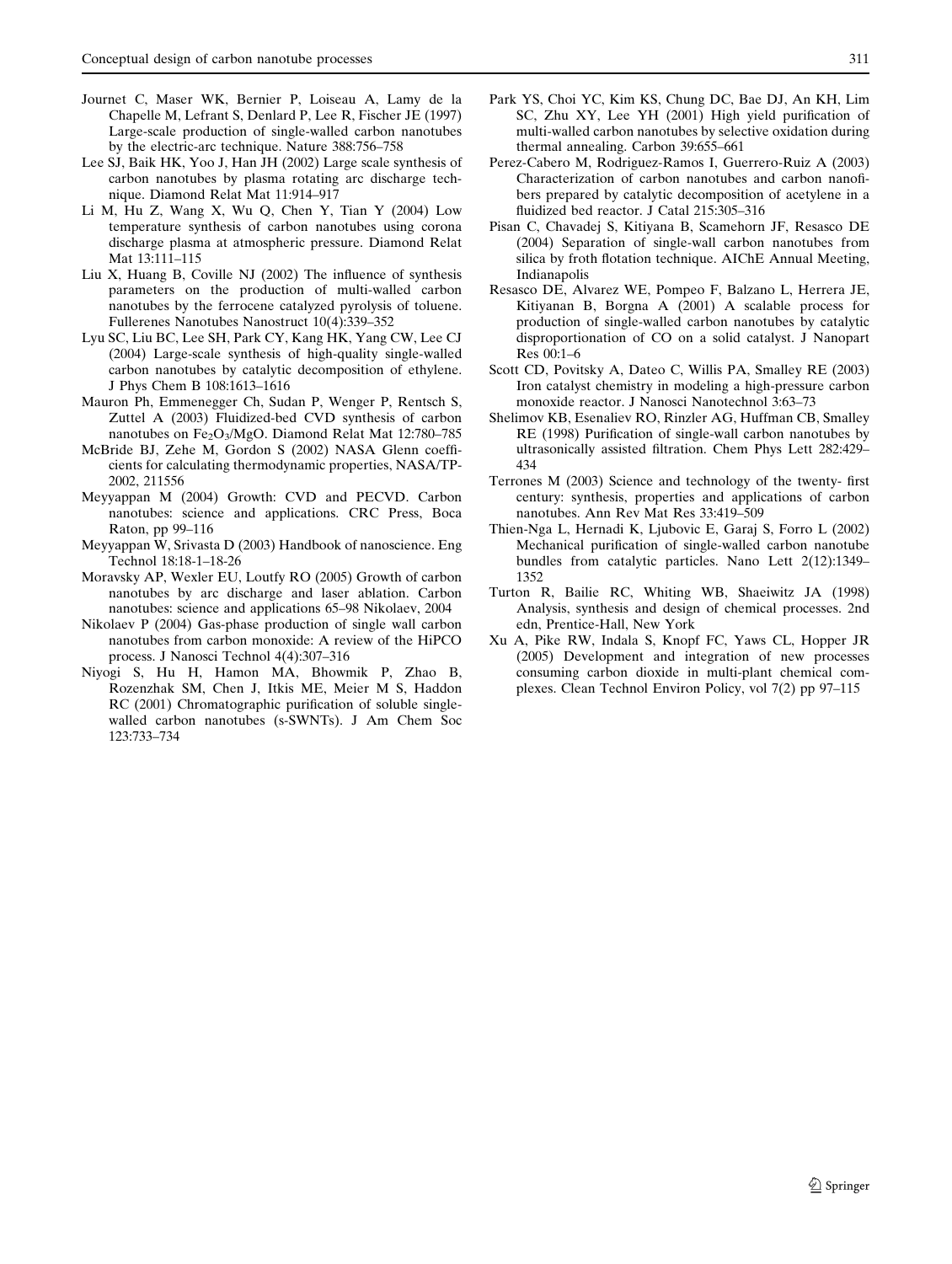Journet C, Maser WK, Bernier P, Loiseau A, Lamy de la Chapelle M, Lefrant S, Denlard P, Lee R, Fischer JE (1997) Large-scale production of single-walled carbon nanotubes by the electric-arc technique. Nature 388:756–758

Lee SJ, Baik HK, Yoo J, Han JH (2002) Large scale synthesis of carbon nanotubes by plasma rotating arc discharge technique. Diamond Relat Mat 11:914–917

Li M, Hu Z, Wang X, Wu Q, Chen Y, Tian Y (2004) Low temperature synthesis of carbon nanotubes using corona discharge plasma at atmospheric pressure. Diamond Relat Mat 13:111–115

Liu X, Huang B, Coville NJ (2002) The influence of synthesis parameters on the production of multi-walled carbon nanotubes by the ferrocene catalyzed pyrolysis of toluene. Fullerenes Nanotubes Nanostruct 10(4):339–352

Lyu SC, Liu BC, Lee SH, Park CY, Kang HK, Yang CW, Lee CJ (2004) Large-scale synthesis of high-quality single-walled carbon nanotubes by catalytic decomposition of ethylene. J Phys Chem B 108:1613–1616

Mauron Ph, Emmenegger Ch, Sudan P, Wenger P, Rentsch S, Zuttel A (2003) Fluidized-bed CVD synthesis of carbon nanotubes on $Fe_2O_3$/MgO. Diamond Relat Mat 12:780–785

McBride BJ, Zehe M, Gordon S (2002) NASA Glenn coefficients for calculating thermodynamic properties, NASA/TP-2002, 211556

Meyyappan M (2004) Growth: CVD and PECVD. Carbon nanotubes: science and applications. CRC Press, Boca Raton, pp 99–116

Meyyappan W, Srivasta D (2003) Handbook of nanoscience. Eng Technol 18:18-1–18-26

Moravsky AP, Wexler EU, Loutfy RO (2005) Growth of carbon nanotubes by arc discharge and laser ablation. Carbon nanotubes: science and applications 65–98 Nikolaev, 2004

Nikolaev P (2004) Gas-phase production of single wall carbon nanotubes from carbon monoxide: A review of the HiPCO process. J Nanosci Technol 4(4):307–316

Niyogi S, Hu H, Hamon MA, Bhowmik P, Zhao B, Rozenzhak SM, Chen J, Itkis ME, Meier M S, Haddon RC (2001) Chromatographic purification of soluble single-walled carbon nanotubes (s-SWNTs). J Am Chem Soc 123:733–734

Park YS, Choi YC, Kim KS, Chung DC, Bae DJ, An KH, Lim SC, Zhu XY, Lee YH (2001) High yield purification of multi-walled carbon nanotubes by selective oxidation during thermal annealing. Carbon 39:655–661

Perez-Cabero M, Rodriguez-Ramos I, Guerrero-Ruiz A (2003) Characterization of carbon nanotubes and carbon nanofibers prepared by catalytic decomposition of acetylene in a fluidized bed reactor. J Catal 215:305–316

Pisan C, Chavadej S, Kitiyana B, Scamehorn JF, Resasco DE (2004) Separation of single-wall carbon nanotubes from silica by froth flotation technique. AIChE Annual Meeting, Indianapolis

Resasco DE, Alvarez WE, Pompeo F, Balzano L, Herrera JE, Kitiyanan B, Borgna A (2001) A scalable process for production of single-walled carbon nanotubes by catalytic disproportionation of CO on a solid catalyst. J Nanopart Res 00:1–6

Scott CD, Povitsky A, Dateo C, Willis PA, Smalley RE (2003) Iron catalyst chemistry in modeling a high-pressure carbon monoxide reactor. J Nanosci Nanotechnol 3:63–73

Shelimov KB, Esenaliev RO, Rinzler AG, Huffman CB, Smalley RE (1998) Purification of single-wall carbon nanotubes by ultrasonically assisted filtration. Chem Phys Lett 282:429–434

Terrones M (2003) Science and technology of the twenty- first century: synthesis, properties and applications of carbon nanotubes. Ann Rev Mat Res 33:419–509

Thien-Nga L, Hernadi K, Ljubovic E, Garaj S, Forro L (2002) Mechanical purification of single-walled carbon nanotube bundles from catalytic particles. Nano Lett 2(12):1349–1352

Turton R, Bailie RC, Whiting WB, Shaeiwitz JA (1998) Analysis, synthesis and design of chemical processes. 2nd edn, Prentice-Hall, New York

Xu A, Pike RW, Indala S, Knopf FC, Yaws CL, Hopper JR (2005) Development and integration of new processes consuming carbon dioxide in multi-plant chemical complexes. Clean Technol Environ Policy, vol 7(2) pp 97–115